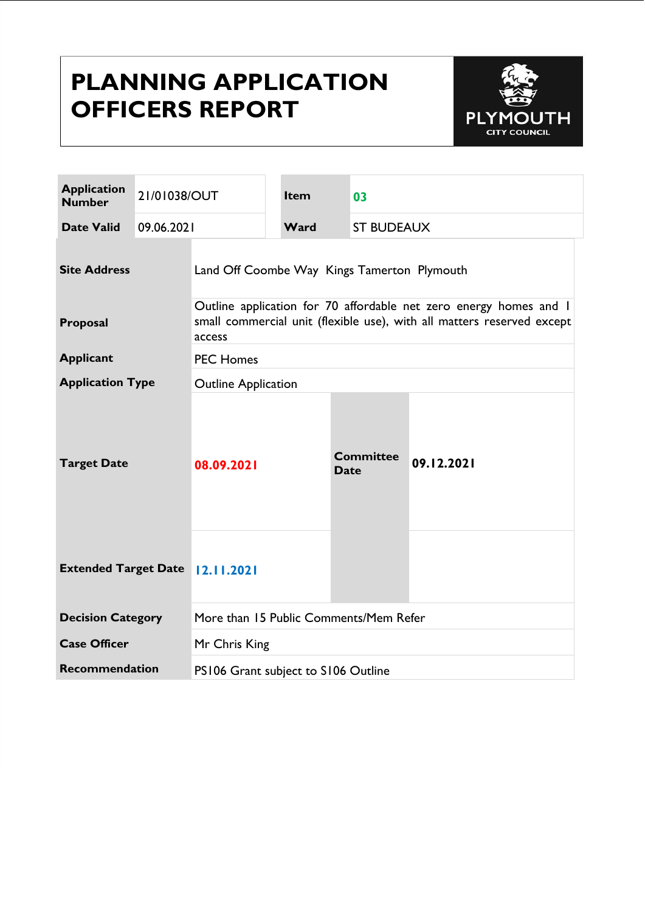# PLANNING APPLICATION OFFICERS REPORT

PLYMOUTH CITY COUNCIL

| Application Number | 21/01038/OUT | Item | 03 |
|---|---|---|---|
| Date Valid | 09.06.2021 | Ward | ST BUDEAUX |

| | | | |
|---|---|---|---|
| **Site Address** | Land Off Coombe Way Kings Tamerton Plymouth | | |
| **Proposal** | Outline application for 70 affordable net zero energy homes and 1 small commercial unit (flexible use), with all matters reserved except access | | |
| **Applicant** | PEC Homes | | |
| **Application Type** | Outline Application | | |
| **Target Date** | 08.09.2021 | **Committee Date** | 09.12.2021 |
| **Extended Target Date** | 12.11.2021 | | |
| **Decision Category** | More than 15 Public Comments/Mem Refer | | |
| **Case Officer** | Mr Chris King | | |
| **Recommendation** | PS106 Grant subject to S106 Outline | | |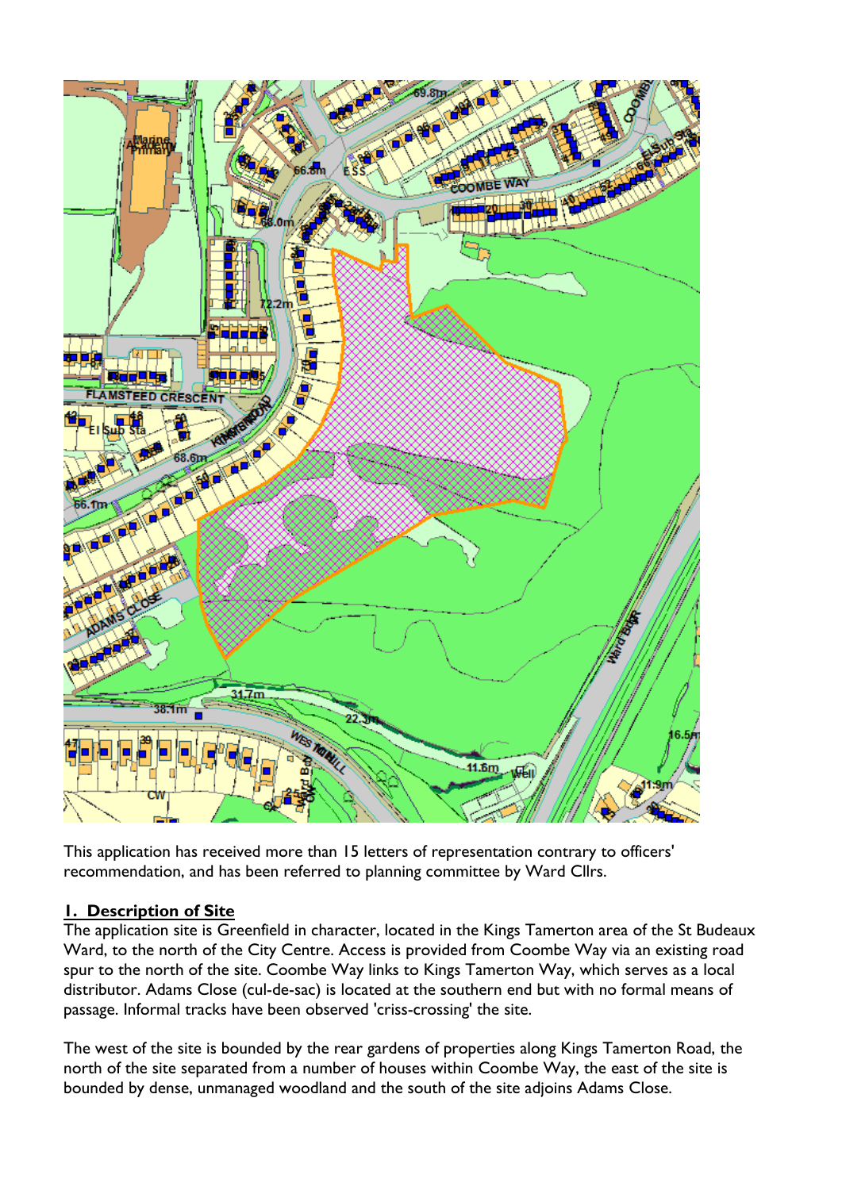This application has received more than 15 letters of representation contrary to officers' recommendation, and has been referred to planning committee by Ward Cllrs.

## 1. Description of Site

The application site is Greenfield in character, located in the Kings Tamerton area of the St Budeaux Ward, to the north of the City Centre. Access is provided from Coombe Way via an existing road spur to the north of the site. Coombe Way links to Kings Tamerton Way, which serves as a local distributor. Adams Close (cul-de-sac) is located at the southern end but with no formal means of passage. Informal tracks have been observed 'criss-crossing' the site.

The west of the site is bounded by the rear gardens of properties along Kings Tamerton Road, the north of the site separated from a number of houses within Coombe Way, the east of the site is bounded by dense, unmanaged woodland and the south of the site adjoins Adams Close.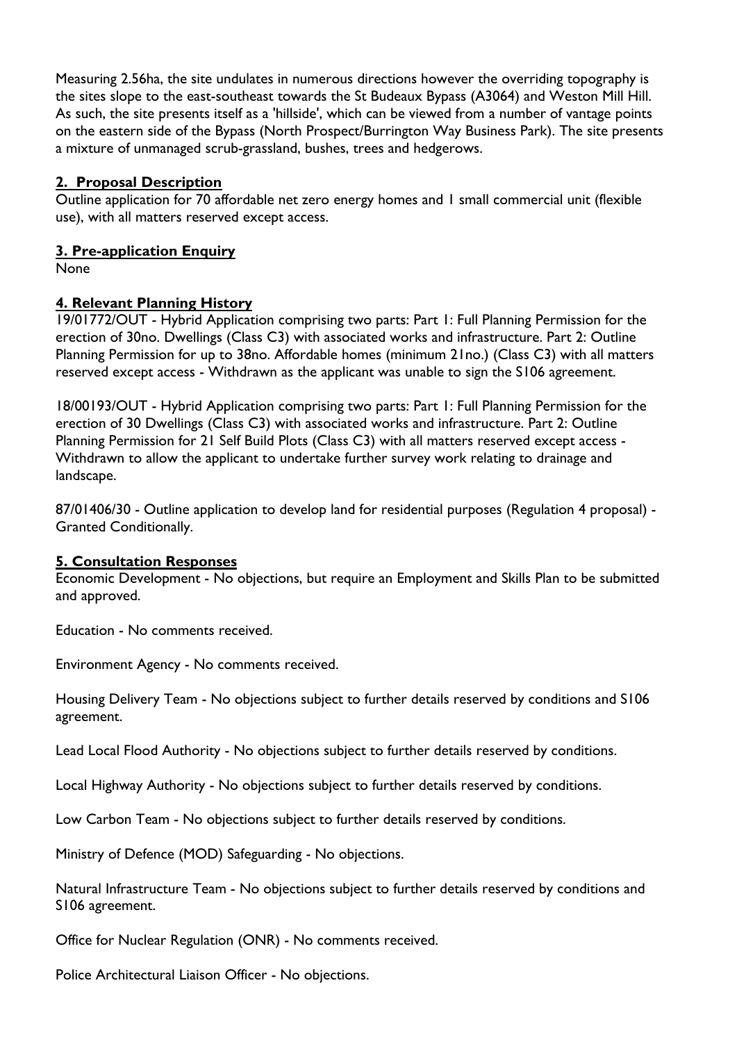Measuring 2.56ha, the site undulates in numerous directions however the overriding topography is the sites slope to the east-southeast towards the St Budeaux Bypass (A3064) and Weston Mill Hill. As such, the site presents itself as a 'hillside', which can be viewed from a number of vantage points on the eastern side of the Bypass (North Prospect/Burrington Way Business Park). The site presents a mixture of unmanaged scrub-grassland, bushes, trees and hedgerows.

## 2. Proposal Description

Outline application for 70 affordable net zero energy homes and 1 small commercial unit (flexible use), with all matters reserved except access.

## 3. Pre-application Enquiry

None

## 4. Relevant Planning History

19/01772/OUT - Hybrid Application comprising two parts: Part 1: Full Planning Permission for the erection of 30no. Dwellings (Class C3) with associated works and infrastructure. Part 2: Outline Planning Permission for up to 38no. Affordable homes (minimum 21no.) (Class C3) with all matters reserved except access - Withdrawn as the applicant was unable to sign the S106 agreement.

18/00193/OUT - Hybrid Application comprising two parts: Part 1: Full Planning Permission for the erection of 30 Dwellings (Class C3) with associated works and infrastructure. Part 2: Outline Planning Permission for 21 Self Build Plots (Class C3) with all matters reserved except access - Withdrawn to allow the applicant to undertake further survey work relating to drainage and landscape.

87/01406/30 - Outline application to develop land for residential purposes (Regulation 4 proposal) - Granted Conditionally.

## 5. Consultation Responses

Economic Development - No objections, but require an Employment and Skills Plan to be submitted and approved.

Education - No comments received.

Environment Agency - No comments received.

Housing Delivery Team - No objections subject to further details reserved by conditions and S106 agreement.

Lead Local Flood Authority - No objections subject to further details reserved by conditions.

Local Highway Authority - No objections subject to further details reserved by conditions.

Low Carbon Team - No objections subject to further details reserved by conditions.

Ministry of Defence (MOD) Safeguarding - No objections.

Natural Infrastructure Team - No objections subject to further details reserved by conditions and S106 agreement.

Office for Nuclear Regulation (ONR) - No comments received.

Police Architectural Liaison Officer - No objections.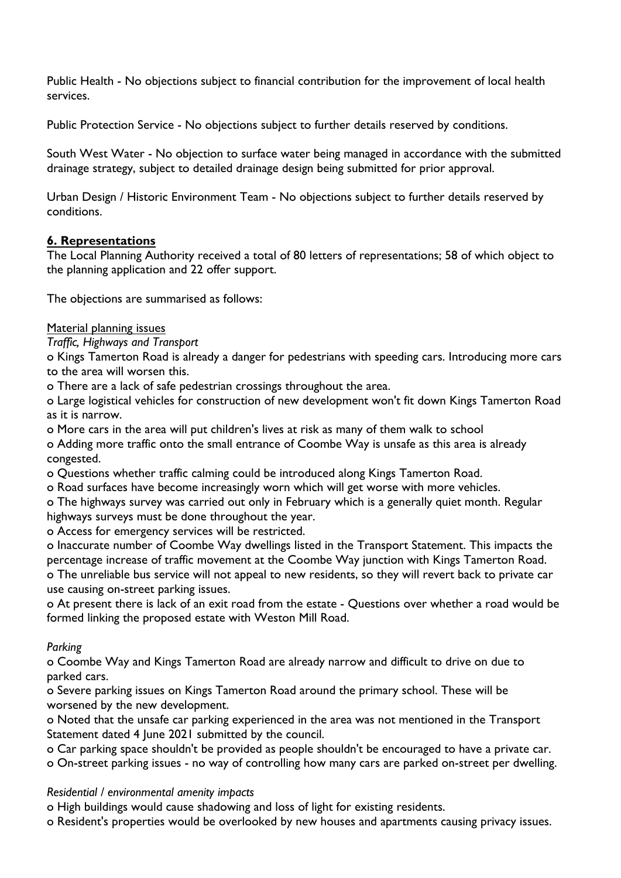Public Health - No objections subject to financial contribution for the improvement of local health services.

Public Protection Service - No objections subject to further details reserved by conditions.

South West Water - No objection to surface water being managed in accordance with the submitted drainage strategy, subject to detailed drainage design being submitted for prior approval.

Urban Design / Historic Environment Team - No objections subject to further details reserved by conditions.

## 6. Representations

The Local Planning Authority received a total of 80 letters of representations; 58 of which object to the planning application and 22 offer support.

The objections are summarised as follows:

Material planning issues

*Traffic, Highways and Transport*

- Kings Tamerton Road is already a danger for pedestrians with speeding cars. Introducing more cars to the area will worsen this.
- There are a lack of safe pedestrian crossings throughout the area.
- Large logistical vehicles for construction of new development won't fit down Kings Tamerton Road as it is narrow.
- More cars in the area will put children's lives at risk as many of them walk to school
- Adding more traffic onto the small entrance of Coombe Way is unsafe as this area is already congested.
- Questions whether traffic calming could be introduced along Kings Tamerton Road.
- Road surfaces have become increasingly worn which will get worse with more vehicles.
- The highways survey was carried out only in February which is a generally quiet month. Regular highways surveys must be done throughout the year.
- Access for emergency services will be restricted.
- Inaccurate number of Coombe Way dwellings listed in the Transport Statement. This impacts the percentage increase of traffic movement at the Coombe Way junction with Kings Tamerton Road.
- The unreliable bus service will not appeal to new residents, so they will revert back to private car use causing on-street parking issues.
- At present there is lack of an exit road from the estate - Questions over whether a road would be formed linking the proposed estate with Weston Mill Road.

*Parking*

- Coombe Way and Kings Tamerton Road are already narrow and difficult to drive on due to parked cars.
- Severe parking issues on Kings Tamerton Road around the primary school. These will be worsened by the new development.
- Noted that the unsafe car parking experienced in the area was not mentioned in the Transport Statement dated 4 June 2021 submitted by the council.
- Car parking space shouldn't be provided as people shouldn't be encouraged to have a private car.
- On-street parking issues - no way of controlling how many cars are parked on-street per dwelling.

*Residential / environmental amenity impacts*

- High buildings would cause shadowing and loss of light for existing residents.
- Resident's properties would be overlooked by new houses and apartments causing privacy issues.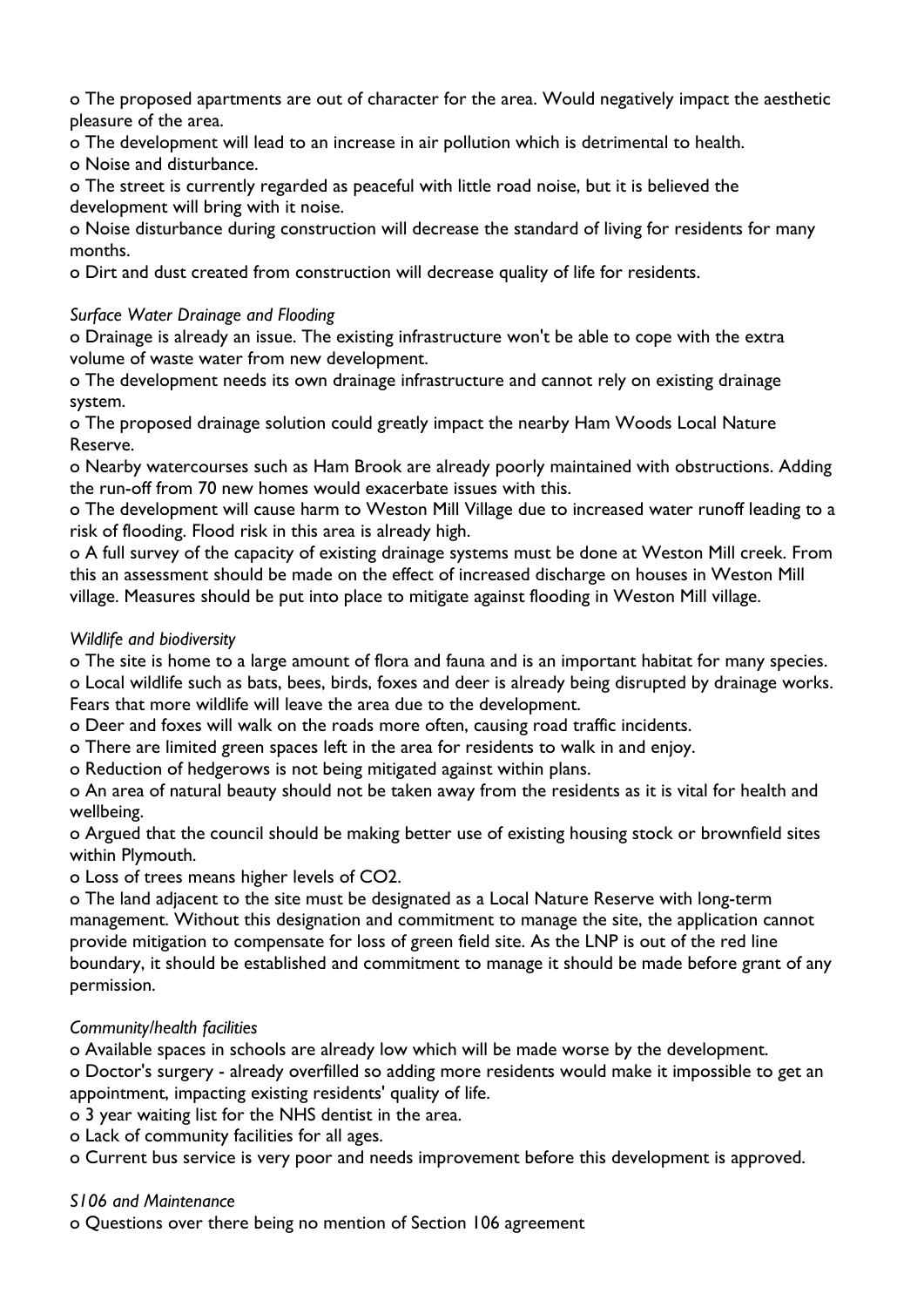o The proposed apartments are out of character for the area. Would negatively impact the aesthetic pleasure of the area.

o The development will lead to an increase in air pollution which is detrimental to health.

o Noise and disturbance.

o The street is currently regarded as peaceful with little road noise, but it is believed the development will bring with it noise.

o Noise disturbance during construction will decrease the standard of living for residents for many months.

o Dirt and dust created from construction will decrease quality of life for residents.

*Surface Water Drainage and Flooding*

o Drainage is already an issue. The existing infrastructure won't be able to cope with the extra volume of waste water from new development.

o The development needs its own drainage infrastructure and cannot rely on existing drainage system.

o The proposed drainage solution could greatly impact the nearby Ham Woods Local Nature Reserve.

o Nearby watercourses such as Ham Brook are already poorly maintained with obstructions. Adding the run-off from 70 new homes would exacerbate issues with this.

o The development will cause harm to Weston Mill Village due to increased water runoff leading to a risk of flooding. Flood risk in this area is already high.

o A full survey of the capacity of existing drainage systems must be done at Weston Mill creek. From this an assessment should be made on the effect of increased discharge on houses in Weston Mill village. Measures should be put into place to mitigate against flooding in Weston Mill village.

*Wildlife and biodiversity*

o The site is home to a large amount of flora and fauna and is an important habitat for many species.

o Local wildlife such as bats, bees, birds, foxes and deer is already being disrupted by drainage works. Fears that more wildlife will leave the area due to the development.

o Deer and foxes will walk on the roads more often, causing road traffic incidents.

o There are limited green spaces left in the area for residents to walk in and enjoy.

o Reduction of hedgerows is not being mitigated against within plans.

o An area of natural beauty should not be taken away from the residents as it is vital for health and wellbeing.

o Argued that the council should be making better use of existing housing stock or brownfield sites within Plymouth.

o Loss of trees means higher levels of $CO_2$.

o The land adjacent to the site must be designated as a Local Nature Reserve with long-term management. Without this designation and commitment to manage the site, the application cannot provide mitigation to compensate for loss of green field site. As the LNP is out of the red line boundary, it should be established and commitment to manage it should be made before grant of any permission.

*Community/health facilities*

o Available spaces in schools are already low which will be made worse by the development.

o Doctor's surgery - already overfilled so adding more residents would make it impossible to get an appointment, impacting existing residents' quality of life.

o 3 year waiting list for the NHS dentist in the area.

o Lack of community facilities for all ages.

o Current bus service is very poor and needs improvement before this development is approved.

*S106 and Maintenance*

o Questions over there being no mention of Section 106 agreement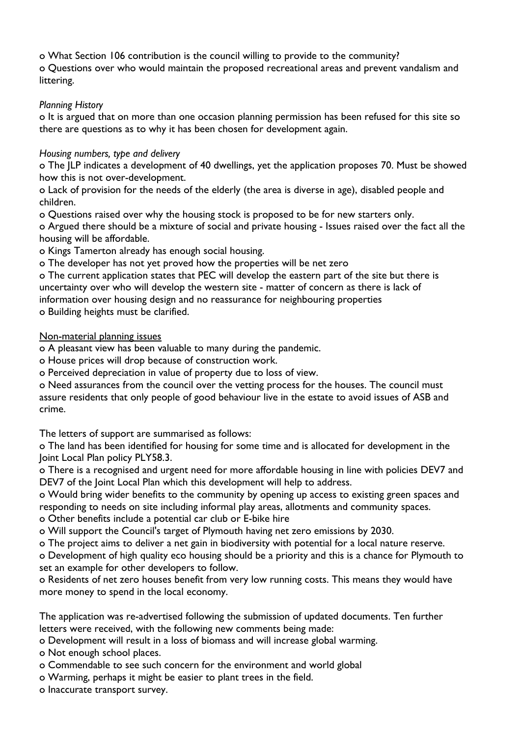- What Section 106 contribution is the council willing to provide to the community?
- Questions over who would maintain the proposed recreational areas and prevent vandalism and littering.

*Planning History*

- It is argued that on more than one occasion planning permission has been refused for this site so there are questions as to why it has been chosen for development again.

*Housing numbers, type and delivery*

- The JLP indicates a development of 40 dwellings, yet the application proposes 70. Must be showed how this is not over-development.
- Lack of provision for the needs of the elderly (the area is diverse in age), disabled people and children.
- Questions raised over why the housing stock is proposed to be for new starters only.
- Argued there should be a mixture of social and private housing - Issues raised over the fact all the housing will be affordable.
- Kings Tamerton already has enough social housing.
- The developer has not yet proved how the properties will be net zero
- The current application states that PEC will develop the eastern part of the site but there is uncertainty over who will develop the western site - matter of concern as there is lack of information over housing design and no reassurance for neighbouring properties
- Building heights must be clarified.

<u>Non-material planning issues</u>

- A pleasant view has been valuable to many during the pandemic.
- House prices will drop because of construction work.
- Perceived depreciation in value of property due to loss of view.
- Need assurances from the council over the vetting process for the houses. The council must assure residents that only people of good behaviour live in the estate to avoid issues of ASB and crime.

The letters of support are summarised as follows:

- The land has been identified for housing for some time and is allocated for development in the Joint Local Plan policy PLY58.3.
- There is a recognised and urgent need for more affordable housing in line with policies DEV7 and DEV7 of the Joint Local Plan which this development will help to address.
- Would bring wider benefits to the community by opening up access to existing green spaces and responding to needs on site including informal play areas, allotments and community spaces.
- Other benefits include a potential car club or E-bike hire
- Will support the Council's target of Plymouth having net zero emissions by 2030.
- The project aims to deliver a net gain in biodiversity with potential for a local nature reserve.
- Development of high quality eco housing should be a priority and this is a chance for Plymouth to set an example for other developers to follow.
- Residents of net zero houses benefit from very low running costs. This means they would have more money to spend in the local economy.

The application was re-advertised following the submission of updated documents. Ten further letters were received, with the following new comments being made:

- Development will result in a loss of biomass and will increase global warming.
- Not enough school places.
- Commendable to see such concern for the environment and world global
- Warming, perhaps it might be easier to plant trees in the field.
- Inaccurate transport survey.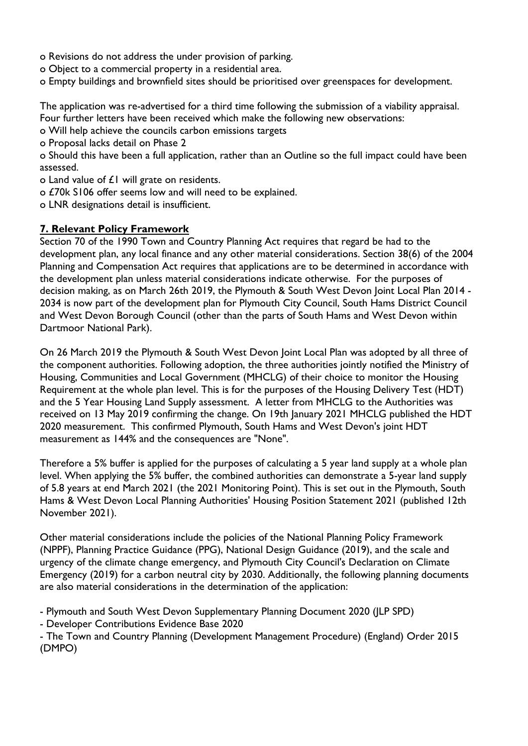o Revisions do not address the under provision of parking.
o Object to a commercial property in a residential area.
o Empty buildings and brownfield sites should be prioritised over greenspaces for development.

The application was re-advertised for a third time following the submission of a viability appraisal. Four further letters have been received which make the following new observations:
o Will help achieve the councils carbon emissions targets
o Proposal lacks detail on Phase 2
o Should this have been a full application, rather than an Outline so the full impact could have been assessed.
o Land value of £1 will grate on residents.
o £70k S106 offer seems low and will need to be explained.
o LNR designations detail is insufficient.

## 7. Relevant Policy Framework

Section 70 of the 1990 Town and Country Planning Act requires that regard be had to the development plan, any local finance and any other material considerations. Section 38(6) of the 2004 Planning and Compensation Act requires that applications are to be determined in accordance with the development plan unless material considerations indicate otherwise. For the purposes of decision making, as on March 26th 2019, the Plymouth & South West Devon Joint Local Plan 2014 - 2034 is now part of the development plan for Plymouth City Council, South Hams District Council and West Devon Borough Council (other than the parts of South Hams and West Devon within Dartmoor National Park).

On 26 March 2019 the Plymouth & South West Devon Joint Local Plan was adopted by all three of the component authorities. Following adoption, the three authorities jointly notified the Ministry of Housing, Communities and Local Government (MHCLG) of their choice to monitor the Housing Requirement at the whole plan level. This is for the purposes of the Housing Delivery Test (HDT) and the 5 Year Housing Land Supply assessment. A letter from MHCLG to the Authorities was received on 13 May 2019 confirming the change. On 19th January 2021 MHCLG published the HDT 2020 measurement. This confirmed Plymouth, South Hams and West Devon's joint HDT measurement as 144% and the consequences are "None".

Therefore a 5% buffer is applied for the purposes of calculating a 5 year land supply at a whole plan level. When applying the 5% buffer, the combined authorities can demonstrate a 5-year land supply of 5.8 years at end March 2021 (the 2021 Monitoring Point). This is set out in the Plymouth, South Hams & West Devon Local Planning Authorities' Housing Position Statement 2021 (published 12th November 2021).

Other material considerations include the policies of the National Planning Policy Framework (NPPF), Planning Practice Guidance (PPG), National Design Guidance (2019), and the scale and urgency of the climate change emergency, and Plymouth City Council's Declaration on Climate Emergency (2019) for a carbon neutral city by 2030. Additionally, the following planning documents are also material considerations in the determination of the application:

- Plymouth and South West Devon Supplementary Planning Document 2020 (JLP SPD)
- Developer Contributions Evidence Base 2020
- The Town and Country Planning (Development Management Procedure) (England) Order 2015 (DMPO)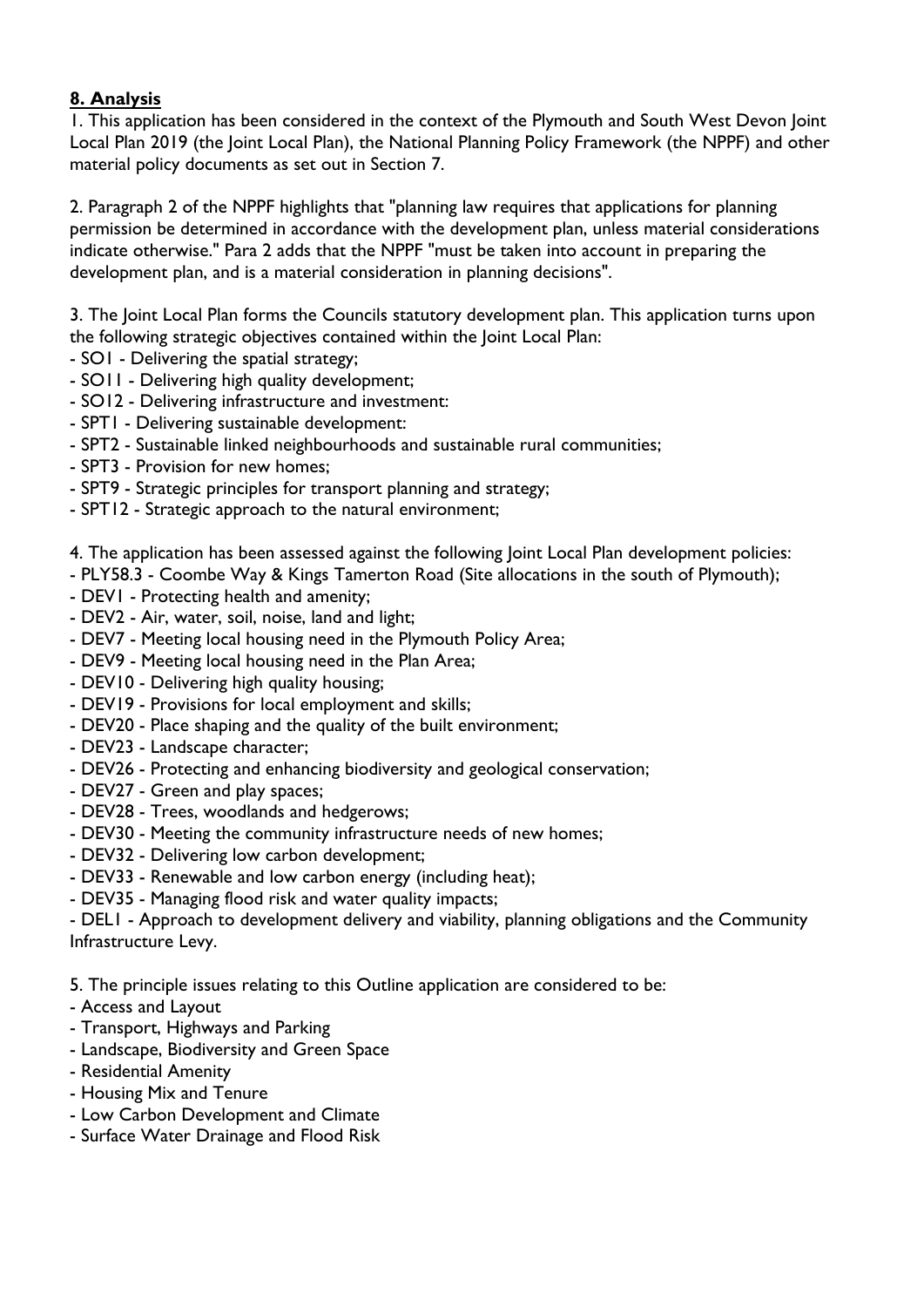## **8. Analysis**

1. This application has been considered in the context of the Plymouth and South West Devon Joint Local Plan 2019 (the Joint Local Plan), the National Planning Policy Framework (the NPPF) and other material policy documents as set out in Section 7.

2. Paragraph 2 of the NPPF highlights that "planning law requires that applications for planning permission be determined in accordance with the development plan, unless material considerations indicate otherwise." Para 2 adds that the NPPF "must be taken into account in preparing the development plan, and is a material consideration in planning decisions".

3. The Joint Local Plan forms the Councils statutory development plan. This application turns upon the following strategic objectives contained within the Joint Local Plan:

- SO1 - Delivering the spatial strategy;
- SO11 - Delivering high quality development;
- SO12 - Delivering infrastructure and investment:
- SPT1 - Delivering sustainable development:
- SPT2 - Sustainable linked neighbourhoods and sustainable rural communities;
- SPT3 - Provision for new homes;
- SPT9 - Strategic principles for transport planning and strategy;
- SPT12 - Strategic approach to the natural environment;

4. The application has been assessed against the following Joint Local Plan development policies:

- PLY58.3 - Coombe Way & Kings Tamerton Road (Site allocations in the south of Plymouth);
- DEV1 - Protecting health and amenity;
- DEV2 - Air, water, soil, noise, land and light;
- DEV7 - Meeting local housing need in the Plymouth Policy Area;
- DEV9 - Meeting local housing need in the Plan Area;
- DEV10 - Delivering high quality housing;
- DEV19 - Provisions for local employment and skills;
- DEV20 - Place shaping and the quality of the built environment;
- DEV23 - Landscape character;
- DEV26 - Protecting and enhancing biodiversity and geological conservation;
- DEV27 - Green and play spaces;
- DEV28 - Trees, woodlands and hedgerows;
- DEV30 - Meeting the community infrastructure needs of new homes;
- DEV32 - Delivering low carbon development;
- DEV33 - Renewable and low carbon energy (including heat);
- DEV35 - Managing flood risk and water quality impacts;
- DEL1 - Approach to development delivery and viability, planning obligations and the Community Infrastructure Levy.

5. The principle issues relating to this Outline application are considered to be:

- Access and Layout
- Transport, Highways and Parking
- Landscape, Biodiversity and Green Space
- Residential Amenity
- Housing Mix and Tenure
- Low Carbon Development and Climate
- Surface Water Drainage and Flood Risk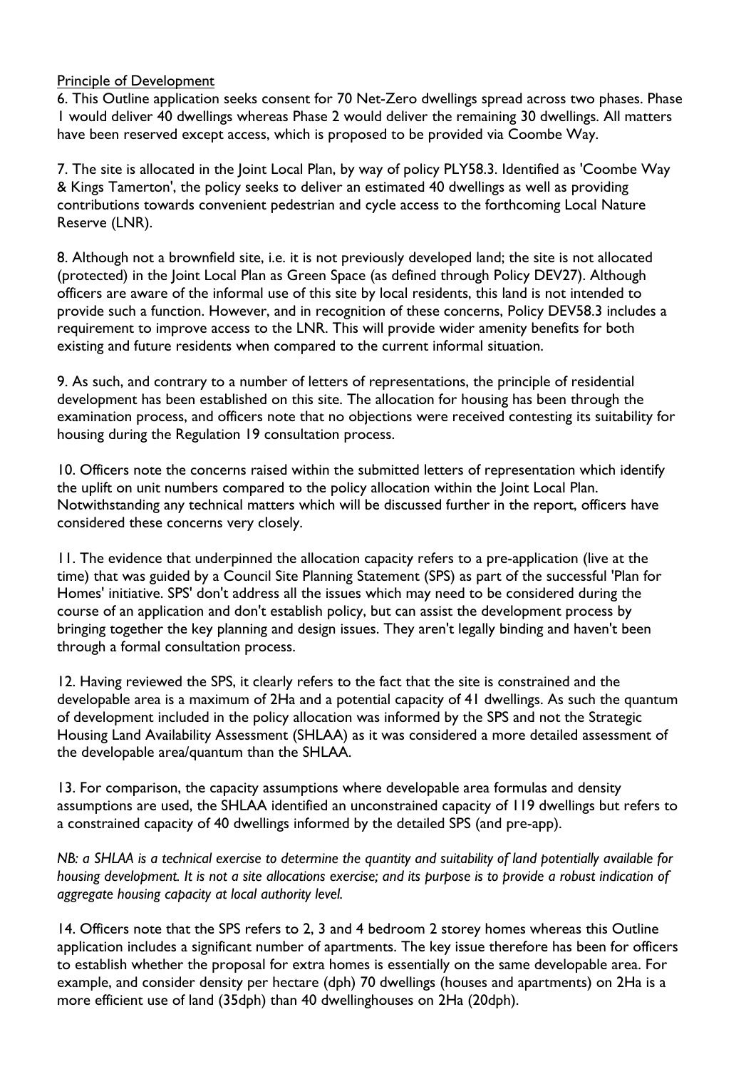Principle of Development

6. This Outline application seeks consent for 70 Net-Zero dwellings spread across two phases. Phase 1 would deliver 40 dwellings whereas Phase 2 would deliver the remaining 30 dwellings. All matters have been reserved except access, which is proposed to be provided via Coombe Way.

7. The site is allocated in the Joint Local Plan, by way of policy PLY58.3. Identified as 'Coombe Way & Kings Tamerton', the policy seeks to deliver an estimated 40 dwellings as well as providing contributions towards convenient pedestrian and cycle access to the forthcoming Local Nature Reserve (LNR).

8. Although not a brownfield site, i.e. it is not previously developed land; the site is not allocated (protected) in the Joint Local Plan as Green Space (as defined through Policy DEV27). Although officers are aware of the informal use of this site by local residents, this land is not intended to provide such a function. However, and in recognition of these concerns, Policy DEV58.3 includes a requirement to improve access to the LNR. This will provide wider amenity benefits for both existing and future residents when compared to the current informal situation.

9. As such, and contrary to a number of letters of representations, the principle of residential development has been established on this site. The allocation for housing has been through the examination process, and officers note that no objections were received contesting its suitability for housing during the Regulation 19 consultation process.

10. Officers note the concerns raised within the submitted letters of representation which identify the uplift on unit numbers compared to the policy allocation within the Joint Local Plan. Notwithstanding any technical matters which will be discussed further in the report, officers have considered these concerns very closely.

11. The evidence that underpinned the allocation capacity refers to a pre-application (live at the time) that was guided by a Council Site Planning Statement (SPS) as part of the successful 'Plan for Homes' initiative. SPS' don't address all the issues which may need to be considered during the course of an application and don't establish policy, but can assist the development process by bringing together the key planning and design issues. They aren't legally binding and haven't been through a formal consultation process.

12. Having reviewed the SPS, it clearly refers to the fact that the site is constrained and the developable area is a maximum of 2Ha and a potential capacity of 41 dwellings. As such the quantum of development included in the policy allocation was informed by the SPS and not the Strategic Housing Land Availability Assessment (SHLAA) as it was considered a more detailed assessment of the developable area/quantum than the SHLAA.

13. For comparison, the capacity assumptions where developable area formulas and density assumptions are used, the SHLAA identified an unconstrained capacity of 119 dwellings but refers to a constrained capacity of 40 dwellings informed by the detailed SPS (and pre-app).

*NB: a SHLAA is a technical exercise to determine the quantity and suitability of land potentially available for housing development. It is not a site allocations exercise; and its purpose is to provide a robust indication of aggregate housing capacity at local authority level.*

14. Officers note that the SPS refers to 2, 3 and 4 bedroom 2 storey homes whereas this Outline application includes a significant number of apartments. The key issue therefore has been for officers to establish whether the proposal for extra homes is essentially on the same developable area. For example, and consider density per hectare (dph) 70 dwellings (houses and apartments) on 2Ha is a more efficient use of land (35dph) than 40 dwellinghouses on 2Ha (20dph).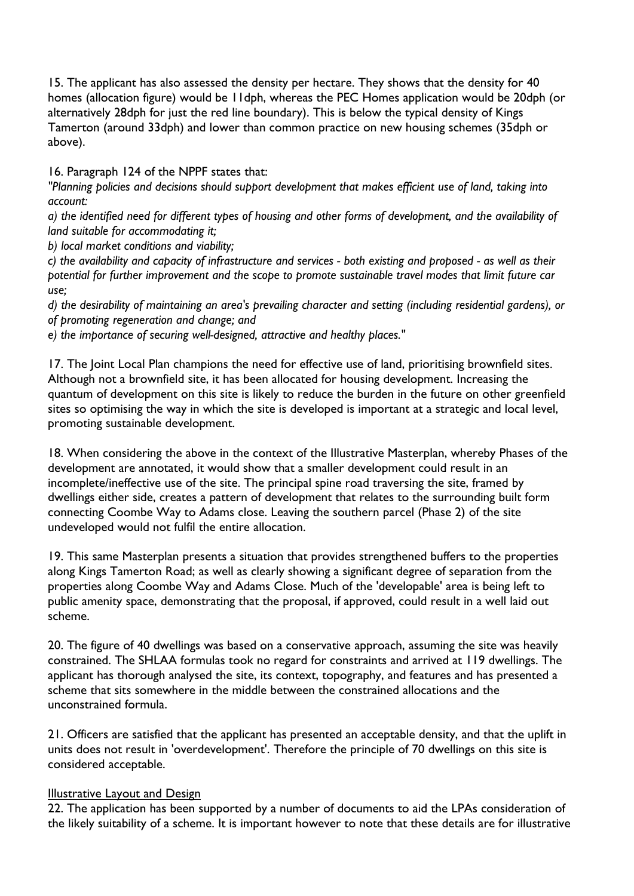15. The applicant has also assessed the density per hectare. They shows that the density for 40 homes (allocation figure) would be 11dph, whereas the PEC Homes application would be 20dph (or alternatively 28dph for just the red line boundary). This is below the typical density of Kings Tamerton (around 33dph) and lower than common practice on new housing schemes (35dph or above).

16. Paragraph 124 of the NPPF states that:

*"Planning policies and decisions should support development that makes efficient use of land, taking into account:*

*a) the identified need for different types of housing and other forms of development, and the availability of land suitable for accommodating it;*

*b) local market conditions and viability;*

*c) the availability and capacity of infrastructure and services - both existing and proposed - as well as their potential for further improvement and the scope to promote sustainable travel modes that limit future car use;*

*d) the desirability of maintaining an area's prevailing character and setting (including residential gardens), or of promoting regeneration and change; and*

*e) the importance of securing well-designed, attractive and healthy places."*

17. The Joint Local Plan champions the need for effective use of land, prioritising brownfield sites. Although not a brownfield site, it has been allocated for housing development. Increasing the quantum of development on this site is likely to reduce the burden in the future on other greenfield sites so optimising the way in which the site is developed is important at a strategic and local level, promoting sustainable development.

18. When considering the above in the context of the Illustrative Masterplan, whereby Phases of the development are annotated, it would show that a smaller development could result in an incomplete/ineffective use of the site. The principal spine road traversing the site, framed by dwellings either side, creates a pattern of development that relates to the surrounding built form connecting Coombe Way to Adams close. Leaving the southern parcel (Phase 2) of the site undeveloped would not fulfil the entire allocation.

19. This same Masterplan presents a situation that provides strengthened buffers to the properties along Kings Tamerton Road; as well as clearly showing a significant degree of separation from the properties along Coombe Way and Adams Close. Much of the 'developable' area is being left to public amenity space, demonstrating that the proposal, if approved, could result in a well laid out scheme.

20. The figure of 40 dwellings was based on a conservative approach, assuming the site was heavily constrained. The SHLAA formulas took no regard for constraints and arrived at 119 dwellings. The applicant has thorough analysed the site, its context, topography, and features and has presented a scheme that sits somewhere in the middle between the constrained allocations and the unconstrained formula.

21. Officers are satisfied that the applicant has presented an acceptable density, and that the uplift in units does not result in 'overdevelopment'. Therefore the principle of 70 dwellings on this site is considered acceptable.

Illustrative Layout and Design

22. The application has been supported by a number of documents to aid the LPAs consideration of the likely suitability of a scheme. It is important however to note that these details are for illustrative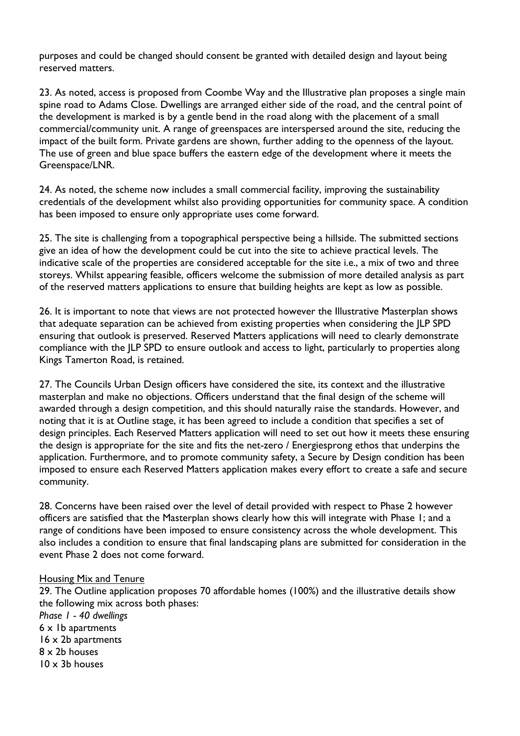purposes and could be changed should consent be granted with detailed design and layout being reserved matters.

23. As noted, access is proposed from Coombe Way and the Illustrative plan proposes a single main spine road to Adams Close. Dwellings are arranged either side of the road, and the central point of the development is marked is by a gentle bend in the road along with the placement of a small commercial/community unit. A range of greenspaces are interspersed around the site, reducing the impact of the built form. Private gardens are shown, further adding to the openness of the layout. The use of green and blue space buffers the eastern edge of the development where it meets the Greenspace/LNR.

24. As noted, the scheme now includes a small commercial facility, improving the sustainability credentials of the development whilst also providing opportunities for community space. A condition has been imposed to ensure only appropriate uses come forward.

25. The site is challenging from a topographical perspective being a hillside. The submitted sections give an idea of how the development could be cut into the site to achieve practical levels. The indicative scale of the properties are considered acceptable for the site i.e., a mix of two and three storeys. Whilst appearing feasible, officers welcome the submission of more detailed analysis as part of the reserved matters applications to ensure that building heights are kept as low as possible.

26. It is important to note that views are not protected however the Illustrative Masterplan shows that adequate separation can be achieved from existing properties when considering the JLP SPD ensuring that outlook is preserved. Reserved Matters applications will need to clearly demonstrate compliance with the JLP SPD to ensure outlook and access to light, particularly to properties along Kings Tamerton Road, is retained.

27. The Councils Urban Design officers have considered the site, its context and the illustrative masterplan and make no objections. Officers understand that the final design of the scheme will awarded through a design competition, and this should naturally raise the standards. However, and noting that it is at Outline stage, it has been agreed to include a condition that specifies a set of design principles. Each Reserved Matters application will need to set out how it meets these ensuring the design is appropriate for the site and fits the net-zero / Energiesprong ethos that underpins the application. Furthermore, and to promote community safety, a Secure by Design condition has been imposed to ensure each Reserved Matters application makes every effort to create a safe and secure community.

28. Concerns have been raised over the level of detail provided with respect to Phase 2 however officers are satisfied that the Masterplan shows clearly how this will integrate with Phase 1; and a range of conditions have been imposed to ensure consistency across the whole development. This also includes a condition to ensure that final landscaping plans are submitted for consideration in the event Phase 2 does not come forward.

<u>Housing Mix and Tenure</u>

29. The Outline application proposes 70 affordable homes (100%) and the illustrative details show the following mix across both phases:

*Phase 1 - 40 dwellings*
6 x 1b apartments
16 x 2b apartments
8 x 2b houses
10 x 3b houses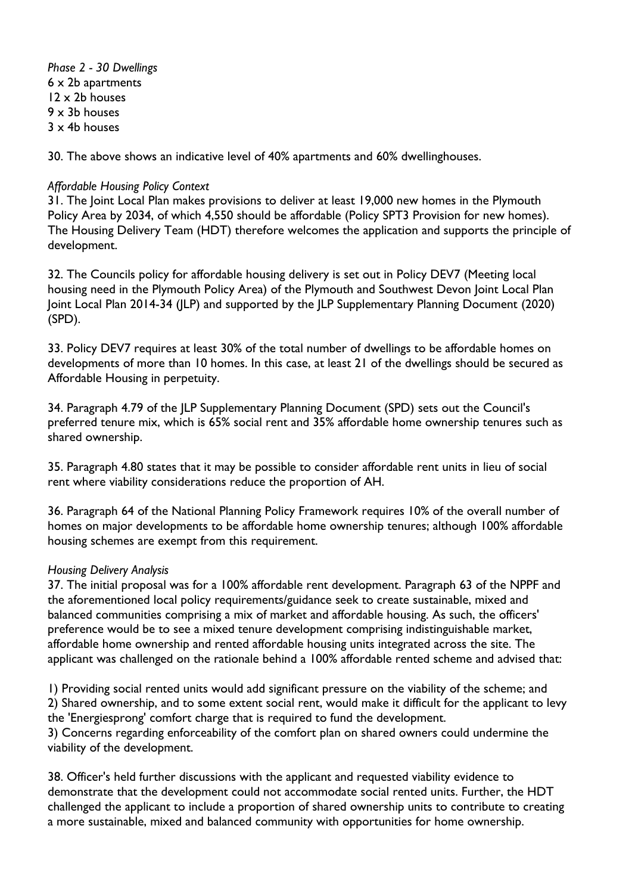*Phase 2 - 30 Dwellings*
6 x 2b apartments
12 x 2b houses
9 x 3b houses
3 x 4b houses

30. The above shows an indicative level of 40% apartments and 60% dwellinghouses.

*Affordable Housing Policy Context*
31. The Joint Local Plan makes provisions to deliver at least 19,000 new homes in the Plymouth Policy Area by 2034, of which 4,550 should be affordable (Policy SPT3 Provision for new homes). The Housing Delivery Team (HDT) therefore welcomes the application and supports the principle of development.

32. The Councils policy for affordable housing delivery is set out in Policy DEV7 (Meeting local housing need in the Plymouth Policy Area) of the Plymouth and Southwest Devon Joint Local Plan Joint Local Plan 2014-34 (JLP) and supported by the JLP Supplementary Planning Document (2020) (SPD).

33. Policy DEV7 requires at least 30% of the total number of dwellings to be affordable homes on developments of more than 10 homes. In this case, at least 21 of the dwellings should be secured as Affordable Housing in perpetuity.

34. Paragraph 4.79 of the JLP Supplementary Planning Document (SPD) sets out the Council's preferred tenure mix, which is 65% social rent and 35% affordable home ownership tenures such as shared ownership.

35. Paragraph 4.80 states that it may be possible to consider affordable rent units in lieu of social rent where viability considerations reduce the proportion of AH.

36. Paragraph 64 of the National Planning Policy Framework requires 10% of the overall number of homes on major developments to be affordable home ownership tenures; although 100% affordable housing schemes are exempt from this requirement.

*Housing Delivery Analysis*
37. The initial proposal was for a 100% affordable rent development. Paragraph 63 of the NPPF and the aforementioned local policy requirements/guidance seek to create sustainable, mixed and balanced communities comprising a mix of market and affordable housing. As such, the officers' preference would be to see a mixed tenure development comprising indistinguishable market, affordable home ownership and rented affordable housing units integrated across the site. The applicant was challenged on the rationale behind a 100% affordable rented scheme and advised that:

1) Providing social rented units would add significant pressure on the viability of the scheme; and
2) Shared ownership, and to some extent social rent, would make it difficult for the applicant to levy the 'Energiesprong' comfort charge that is required to fund the development.
3) Concerns regarding enforceability of the comfort plan on shared owners could undermine the viability of the development.

38. Officer's held further discussions with the applicant and requested viability evidence to demonstrate that the development could not accommodate social rented units. Further, the HDT challenged the applicant to include a proportion of shared ownership units to contribute to creating a more sustainable, mixed and balanced community with opportunities for home ownership.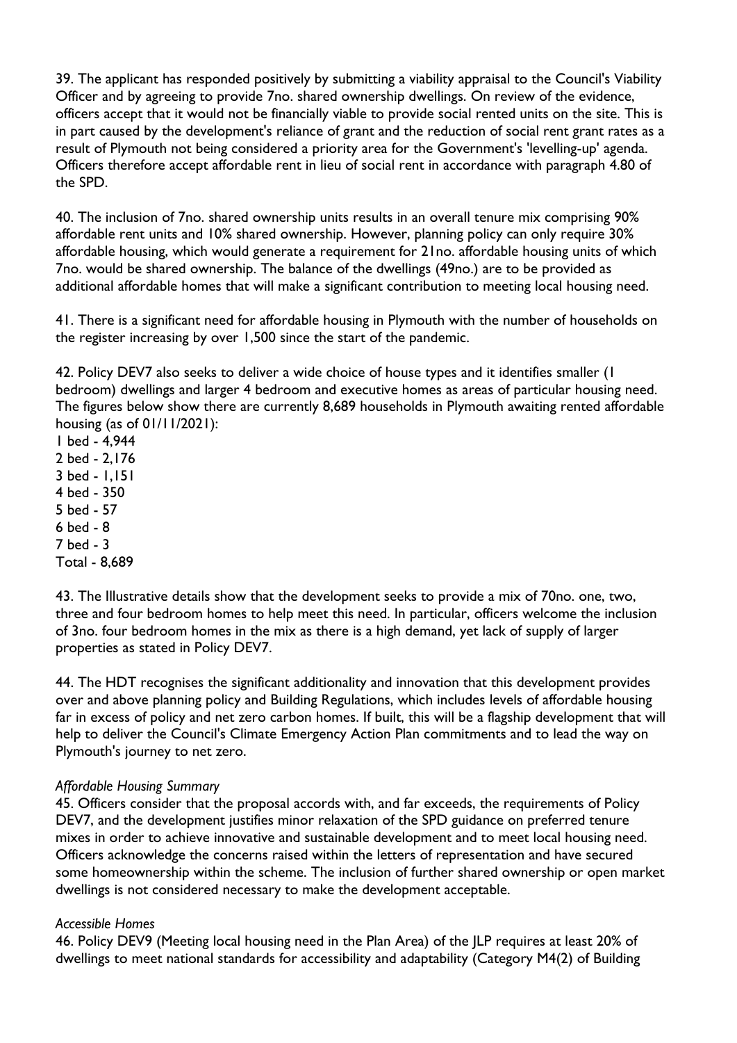39. The applicant has responded positively by submitting a viability appraisal to the Council's Viability Officer and by agreeing to provide 7no. shared ownership dwellings. On review of the evidence, officers accept that it would not be financially viable to provide social rented units on the site. This is in part caused by the development's reliance of grant and the reduction of social rent grant rates as a result of Plymouth not being considered a priority area for the Government's 'levelling-up' agenda. Officers therefore accept affordable rent in lieu of social rent in accordance with paragraph 4.80 of the SPD.

40. The inclusion of 7no. shared ownership units results in an overall tenure mix comprising 90% affordable rent units and 10% shared ownership. However, planning policy can only require 30% affordable housing, which would generate a requirement for 21no. affordable housing units of which 7no. would be shared ownership. The balance of the dwellings (49no.) are to be provided as additional affordable homes that will make a significant contribution to meeting local housing need.

41. There is a significant need for affordable housing in Plymouth with the number of households on the register increasing by over 1,500 since the start of the pandemic.

42. Policy DEV7 also seeks to deliver a wide choice of house types and it identifies smaller (1 bedroom) dwellings and larger 4 bedroom and executive homes as areas of particular housing need. The figures below show there are currently 8,689 households in Plymouth awaiting rented affordable housing (as of 01/11/2021):

1 bed - 4,944
2 bed - 2,176
3 bed - 1,151
4 bed - 350
5 bed - 57
6 bed - 8
7 bed - 3
Total - 8,689

43. The Illustrative details show that the development seeks to provide a mix of 70no. one, two, three and four bedroom homes to help meet this need. In particular, officers welcome the inclusion of 3no. four bedroom homes in the mix as there is a high demand, yet lack of supply of larger properties as stated in Policy DEV7.

44. The HDT recognises the significant additionality and innovation that this development provides over and above planning policy and Building Regulations, which includes levels of affordable housing far in excess of policy and net zero carbon homes. If built, this will be a flagship development that will help to deliver the Council's Climate Emergency Action Plan commitments and to lead the way on Plymouth's journey to net zero.

*Affordable Housing Summary*

45. Officers consider that the proposal accords with, and far exceeds, the requirements of Policy DEV7, and the development justifies minor relaxation of the SPD guidance on preferred tenure mixes in order to achieve innovative and sustainable development and to meet local housing need. Officers acknowledge the concerns raised within the letters of representation and have secured some homeownership within the scheme. The inclusion of further shared ownership or open market dwellings is not considered necessary to make the development acceptable.

*Accessible Homes*

46. Policy DEV9 (Meeting local housing need in the Plan Area) of the JLP requires at least 20% of dwellings to meet national standards for accessibility and adaptability (Category M4(2) of Building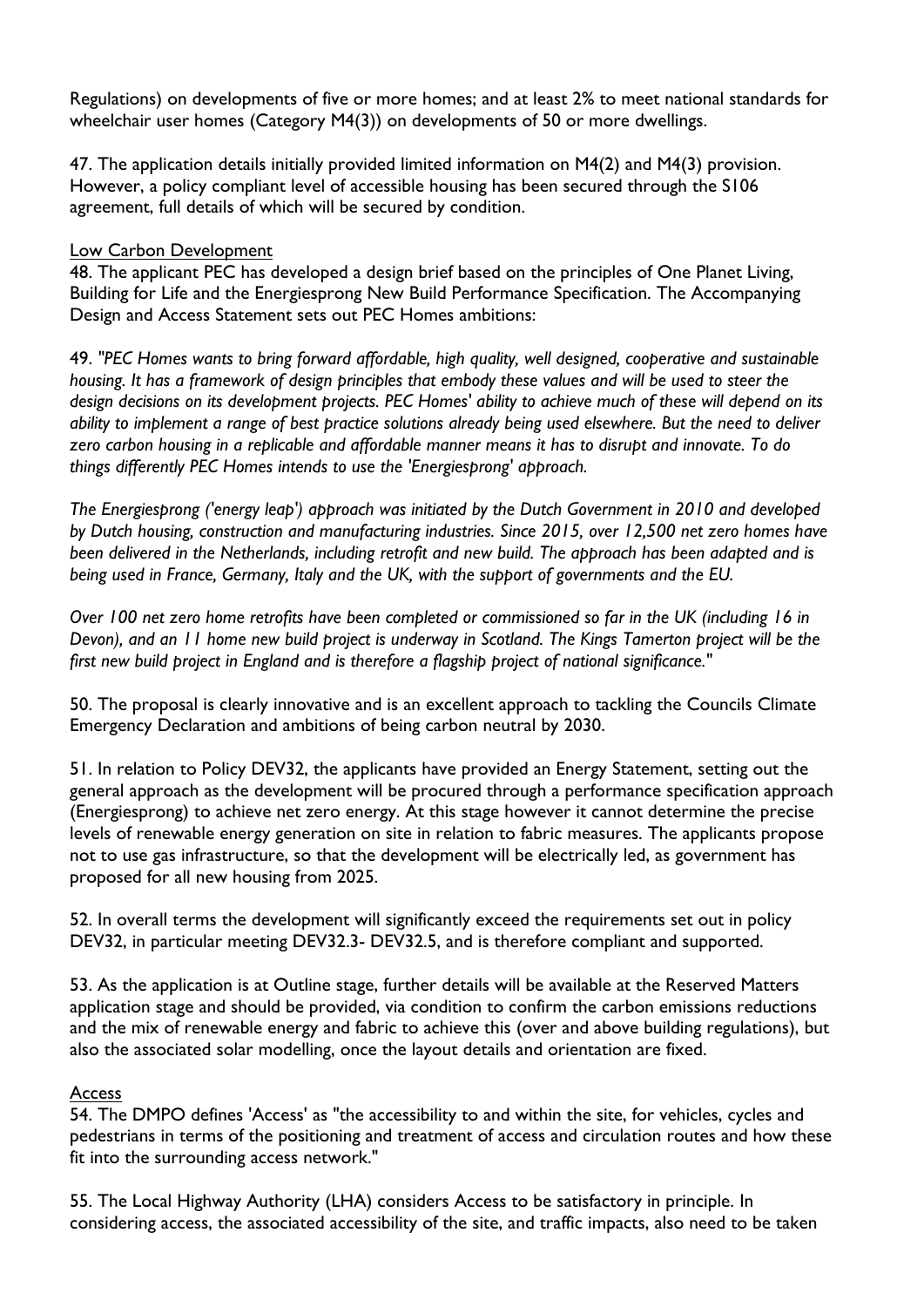Regulations) on developments of five or more homes; and at least 2% to meet national standards for wheelchair user homes (Category M4(3)) on developments of 50 or more dwellings.

47. The application details initially provided limited information on M4(2) and M4(3) provision. However, a policy compliant level of accessible housing has been secured through the S106 agreement, full details of which will be secured by condition.

<u>Low Carbon Development</u>

48. The applicant PEC has developed a design brief based on the principles of One Planet Living, Building for Life and the Energiesprong New Build Performance Specification. The Accompanying Design and Access Statement sets out PEC Homes ambitions:

49. *"PEC Homes wants to bring forward affordable, high quality, well designed, cooperative and sustainable housing. It has a framework of design principles that embody these values and will be used to steer the design decisions on its development projects. PEC Homes' ability to achieve much of these will depend on its ability to implement a range of best practice solutions already being used elsewhere. But the need to deliver zero carbon housing in a replicable and affordable manner means it has to disrupt and innovate. To do things differently PEC Homes intends to use the 'Energiesprong' approach.*

*The Energiesprong ('energy leap') approach was initiated by the Dutch Government in 2010 and developed by Dutch housing, construction and manufacturing industries. Since 2015, over 12,500 net zero homes have been delivered in the Netherlands, including retrofit and new build. The approach has been adapted and is being used in France, Germany, Italy and the UK, with the support of governments and the EU.*

*Over 100 net zero home retrofits have been completed or commissioned so far in the UK (including 16 in Devon), and an 11 home new build project is underway in Scotland. The Kings Tamerton project will be the first new build project in England and is therefore a flagship project of national significance."*

50. The proposal is clearly innovative and is an excellent approach to tackling the Councils Climate Emergency Declaration and ambitions of being carbon neutral by 2030.

51. In relation to Policy DEV32, the applicants have provided an Energy Statement, setting out the general approach as the development will be procured through a performance specification approach (Energiesprong) to achieve net zero energy. At this stage however it cannot determine the precise levels of renewable energy generation on site in relation to fabric measures. The applicants propose not to use gas infrastructure, so that the development will be electrically led, as government has proposed for all new housing from 2025.

52. In overall terms the development will significantly exceed the requirements set out in policy DEV32, in particular meeting DEV32.3- DEV32.5, and is therefore compliant and supported.

53. As the application is at Outline stage, further details will be available at the Reserved Matters application stage and should be provided, via condition to confirm the carbon emissions reductions and the mix of renewable energy and fabric to achieve this (over and above building regulations), but also the associated solar modelling, once the layout details and orientation are fixed.

<u>Access</u>

54. The DMPO defines 'Access' as "the accessibility to and within the site, for vehicles, cycles and pedestrians in terms of the positioning and treatment of access and circulation routes and how these fit into the surrounding access network."

55. The Local Highway Authority (LHA) considers Access to be satisfactory in principle. In considering access, the associated accessibility of the site, and traffic impacts, also need to be taken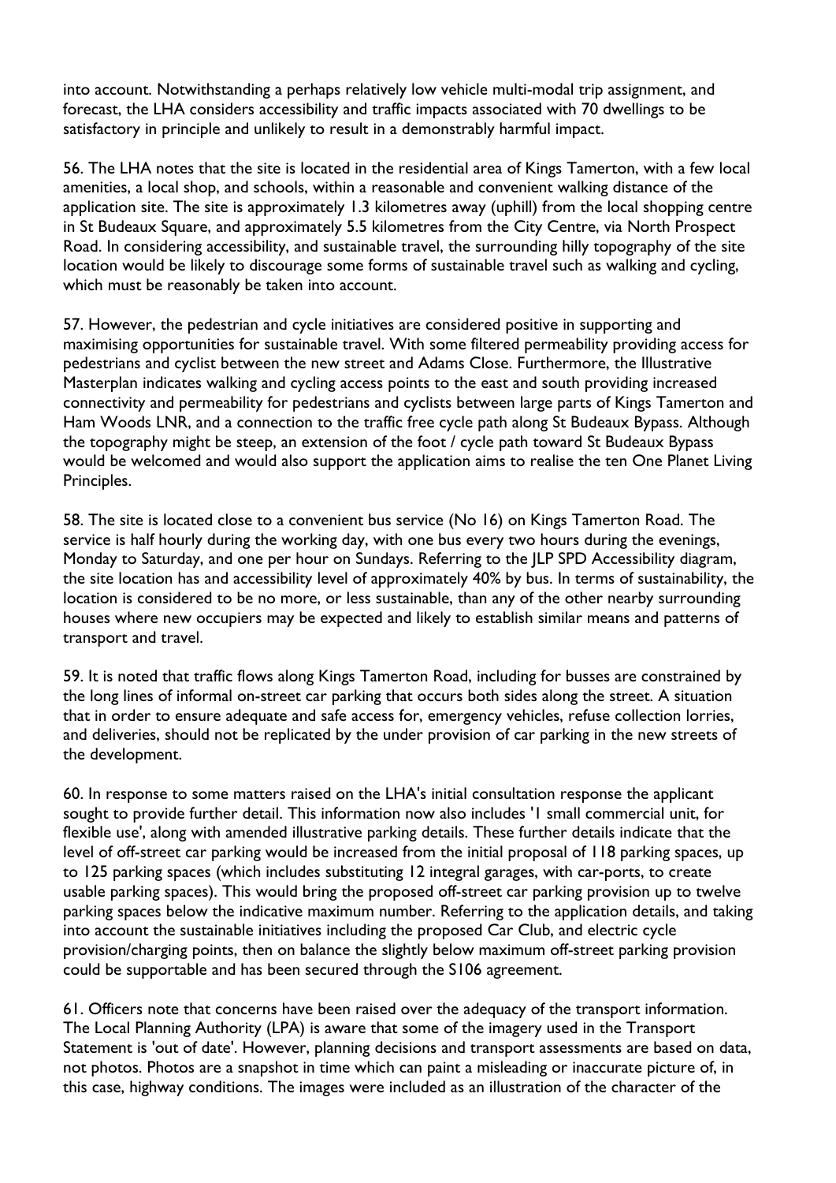into account. Notwithstanding a perhaps relatively low vehicle multi-modal trip assignment, and forecast, the LHA considers accessibility and traffic impacts associated with 70 dwellings to be satisfactory in principle and unlikely to result in a demonstrably harmful impact.

56. The LHA notes that the site is located in the residential area of Kings Tamerton, with a few local amenities, a local shop, and schools, within a reasonable and convenient walking distance of the application site. The site is approximately 1.3 kilometres away (uphill) from the local shopping centre in St Budeaux Square, and approximately 5.5 kilometres from the City Centre, via North Prospect Road. In considering accessibility, and sustainable travel, the surrounding hilly topography of the site location would be likely to discourage some forms of sustainable travel such as walking and cycling, which must be reasonably be taken into account.

57. However, the pedestrian and cycle initiatives are considered positive in supporting and maximising opportunities for sustainable travel. With some filtered permeability providing access for pedestrians and cyclist between the new street and Adams Close. Furthermore, the Illustrative Masterplan indicates walking and cycling access points to the east and south providing increased connectivity and permeability for pedestrians and cyclists between large parts of Kings Tamerton and Ham Woods LNR, and a connection to the traffic free cycle path along St Budeaux Bypass. Although the topography might be steep, an extension of the foot / cycle path toward St Budeaux Bypass would be welcomed and would also support the application aims to realise the ten One Planet Living Principles.

58. The site is located close to a convenient bus service (No 16) on Kings Tamerton Road. The service is half hourly during the working day, with one bus every two hours during the evenings, Monday to Saturday, and one per hour on Sundays. Referring to the JLP SPD Accessibility diagram, the site location has and accessibility level of approximately 40% by bus. In terms of sustainability, the location is considered to be no more, or less sustainable, than any of the other nearby surrounding houses where new occupiers may be expected and likely to establish similar means and patterns of transport and travel.

59. It is noted that traffic flows along Kings Tamerton Road, including for busses are constrained by the long lines of informal on-street car parking that occurs both sides along the street. A situation that in order to ensure adequate and safe access for, emergency vehicles, refuse collection lorries, and deliveries, should not be replicated by the under provision of car parking in the new streets of the development.

60. In response to some matters raised on the LHA's initial consultation response the applicant sought to provide further detail. This information now also includes '1 small commercial unit, for flexible use', along with amended illustrative parking details. These further details indicate that the level of off-street car parking would be increased from the initial proposal of 118 parking spaces, up to 125 parking spaces (which includes substituting 12 integral garages, with car-ports, to create usable parking spaces). This would bring the proposed off-street car parking provision up to twelve parking spaces below the indicative maximum number. Referring to the application details, and taking into account the sustainable initiatives including the proposed Car Club, and electric cycle provision/charging points, then on balance the slightly below maximum off-street parking provision could be supportable and has been secured through the S106 agreement.

61. Officers note that concerns have been raised over the adequacy of the transport information. The Local Planning Authority (LPA) is aware that some of the imagery used in the Transport Statement is 'out of date'. However, planning decisions and transport assessments are based on data, not photos. Photos are a snapshot in time which can paint a misleading or inaccurate picture of, in this case, highway conditions. The images were included as an illustration of the character of the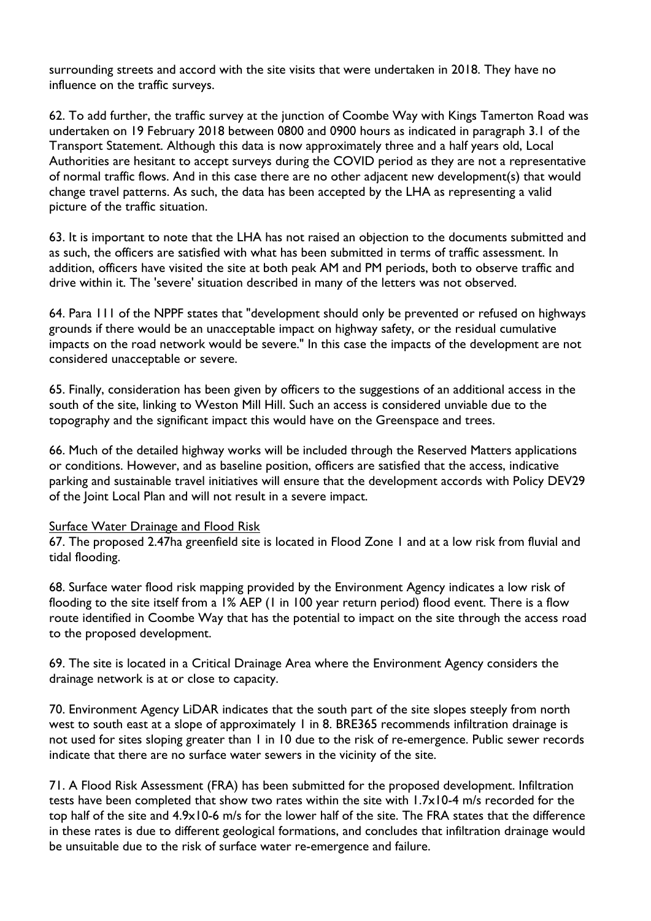surrounding streets and accord with the site visits that were undertaken in 2018. They have no influence on the traffic surveys.

62. To add further, the traffic survey at the junction of Coombe Way with Kings Tamerton Road was undertaken on 19 February 2018 between 0800 and 0900 hours as indicated in paragraph 3.1 of the Transport Statement. Although this data is now approximately three and a half years old, Local Authorities are hesitant to accept surveys during the COVID period as they are not a representative of normal traffic flows. And in this case there are no other adjacent new development(s) that would change travel patterns. As such, the data has been accepted by the LHA as representing a valid picture of the traffic situation.

63. It is important to note that the LHA has not raised an objection to the documents submitted and as such, the officers are satisfied with what has been submitted in terms of traffic assessment. In addition, officers have visited the site at both peak AM and PM periods, both to observe traffic and drive within it. The 'severe' situation described in many of the letters was not observed.

64. Para 111 of the NPPF states that "development should only be prevented or refused on highways grounds if there would be an unacceptable impact on highway safety, or the residual cumulative impacts on the road network would be severe." In this case the impacts of the development are not considered unacceptable or severe.

65. Finally, consideration has been given by officers to the suggestions of an additional access in the south of the site, linking to Weston Mill Hill. Such an access is considered unviable due to the topography and the significant impact this would have on the Greenspace and trees.

66. Much of the detailed highway works will be included through the Reserved Matters applications or conditions. However, and as baseline position, officers are satisfied that the access, indicative parking and sustainable travel initiatives will ensure that the development accords with Policy DEV29 of the Joint Local Plan and will not result in a severe impact.

Surface Water Drainage and Flood Risk

67. The proposed 2.47ha greenfield site is located in Flood Zone 1 and at a low risk from fluvial and tidal flooding.

68. Surface water flood risk mapping provided by the Environment Agency indicates a low risk of flooding to the site itself from a 1% AEP (1 in 100 year return period) flood event. There is a flow route identified in Coombe Way that has the potential to impact on the site through the access road to the proposed development.

69. The site is located in a Critical Drainage Area where the Environment Agency considers the drainage network is at or close to capacity.

70. Environment Agency LiDAR indicates that the south part of the site slopes steeply from north west to south east at a slope of approximately 1 in 8. BRE365 recommends infiltration drainage is not used for sites sloping greater than 1 in 10 due to the risk of re-emergence. Public sewer records indicate that there are no surface water sewers in the vicinity of the site.

71. A Flood Risk Assessment (FRA) has been submitted for the proposed development. Infiltration tests have been completed that show two rates within the site with $1.7\times10^{-4}$ m/s recorded for the top half of the site and $4.9\times10^{-6}$ m/s for the lower half of the site. The FRA states that the difference in these rates is due to different geological formations, and concludes that infiltration drainage would be unsuitable due to the risk of surface water re-emergence and failure.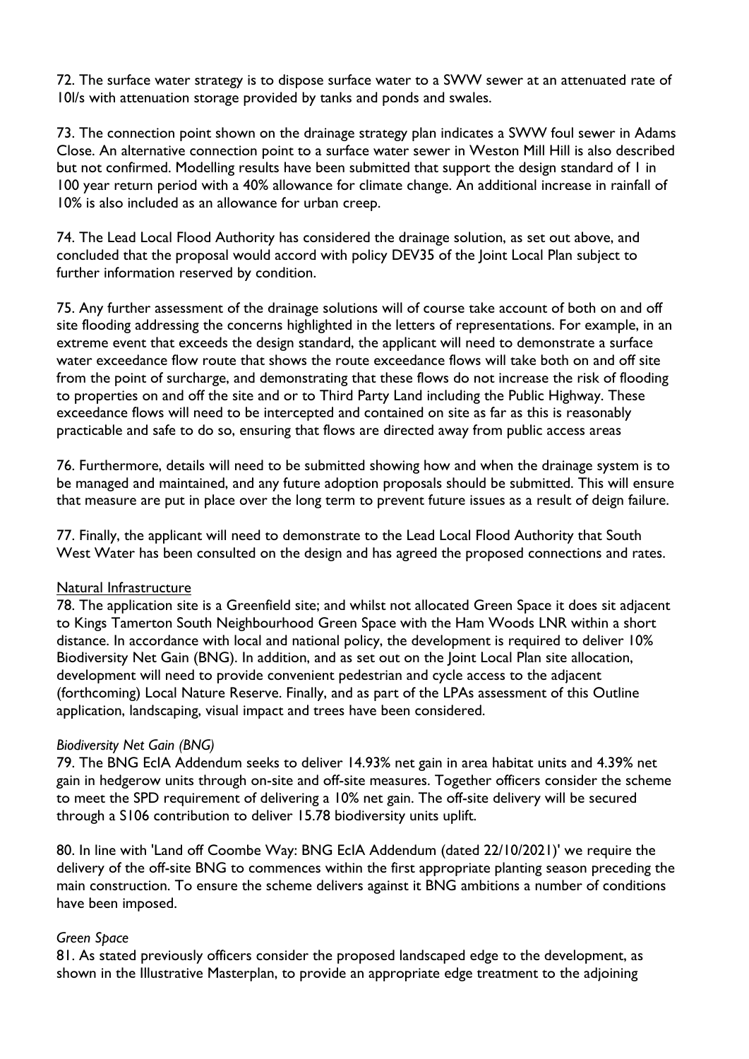72. The surface water strategy is to dispose surface water to a SWW sewer at an attenuated rate of 10l/s with attenuation storage provided by tanks and ponds and swales.

73. The connection point shown on the drainage strategy plan indicates a SWW foul sewer in Adams Close. An alternative connection point to a surface water sewer in Weston Mill Hill is also described but not confirmed. Modelling results have been submitted that support the design standard of 1 in 100 year return period with a 40% allowance for climate change. An additional increase in rainfall of 10% is also included as an allowance for urban creep.

74. The Lead Local Flood Authority has considered the drainage solution, as set out above, and concluded that the proposal would accord with policy DEV35 of the Joint Local Plan subject to further information reserved by condition.

75. Any further assessment of the drainage solutions will of course take account of both on and off site flooding addressing the concerns highlighted in the letters of representations. For example, in an extreme event that exceeds the design standard, the applicant will need to demonstrate a surface water exceedance flow route that shows the route exceedance flows will take both on and off site from the point of surcharge, and demonstrating that these flows do not increase the risk of flooding to properties on and off the site and or to Third Party Land including the Public Highway. These exceedance flows will need to be intercepted and contained on site as far as this is reasonably practicable and safe to do so, ensuring that flows are directed away from public access areas

76. Furthermore, details will need to be submitted showing how and when the drainage system is to be managed and maintained, and any future adoption proposals should be submitted. This will ensure that measure are put in place over the long term to prevent future issues as a result of deign failure.

77. Finally, the applicant will need to demonstrate to the Lead Local Flood Authority that South West Water has been consulted on the design and has agreed the proposed connections and rates.

<u>Natural Infrastructure</u>

78. The application site is a Greenfield site; and whilst not allocated Green Space it does sit adjacent to Kings Tamerton South Neighbourhood Green Space with the Ham Woods LNR within a short distance. In accordance with local and national policy, the development is required to deliver 10% Biodiversity Net Gain (BNG). In addition, and as set out on the Joint Local Plan site allocation, development will need to provide convenient pedestrian and cycle access to the adjacent (forthcoming) Local Nature Reserve. Finally, and as part of the LPAs assessment of this Outline application, landscaping, visual impact and trees have been considered.

*Biodiversity Net Gain (BNG)*

79. The BNG EcIA Addendum seeks to deliver 14.93% net gain in area habitat units and 4.39% net gain in hedgerow units through on-site and off-site measures. Together officers consider the scheme to meet the SPD requirement of delivering a 10% net gain. The off-site delivery will be secured through a S106 contribution to deliver 15.78 biodiversity units uplift.

80. In line with 'Land off Coombe Way: BNG EcIA Addendum (dated 22/10/2021)' we require the delivery of the off-site BNG to commences within the first appropriate planting season preceding the main construction. To ensure the scheme delivers against it BNG ambitions a number of conditions have been imposed.

*Green Space*

81. As stated previously officers consider the proposed landscaped edge to the development, as shown in the Illustrative Masterplan, to provide an appropriate edge treatment to the adjoining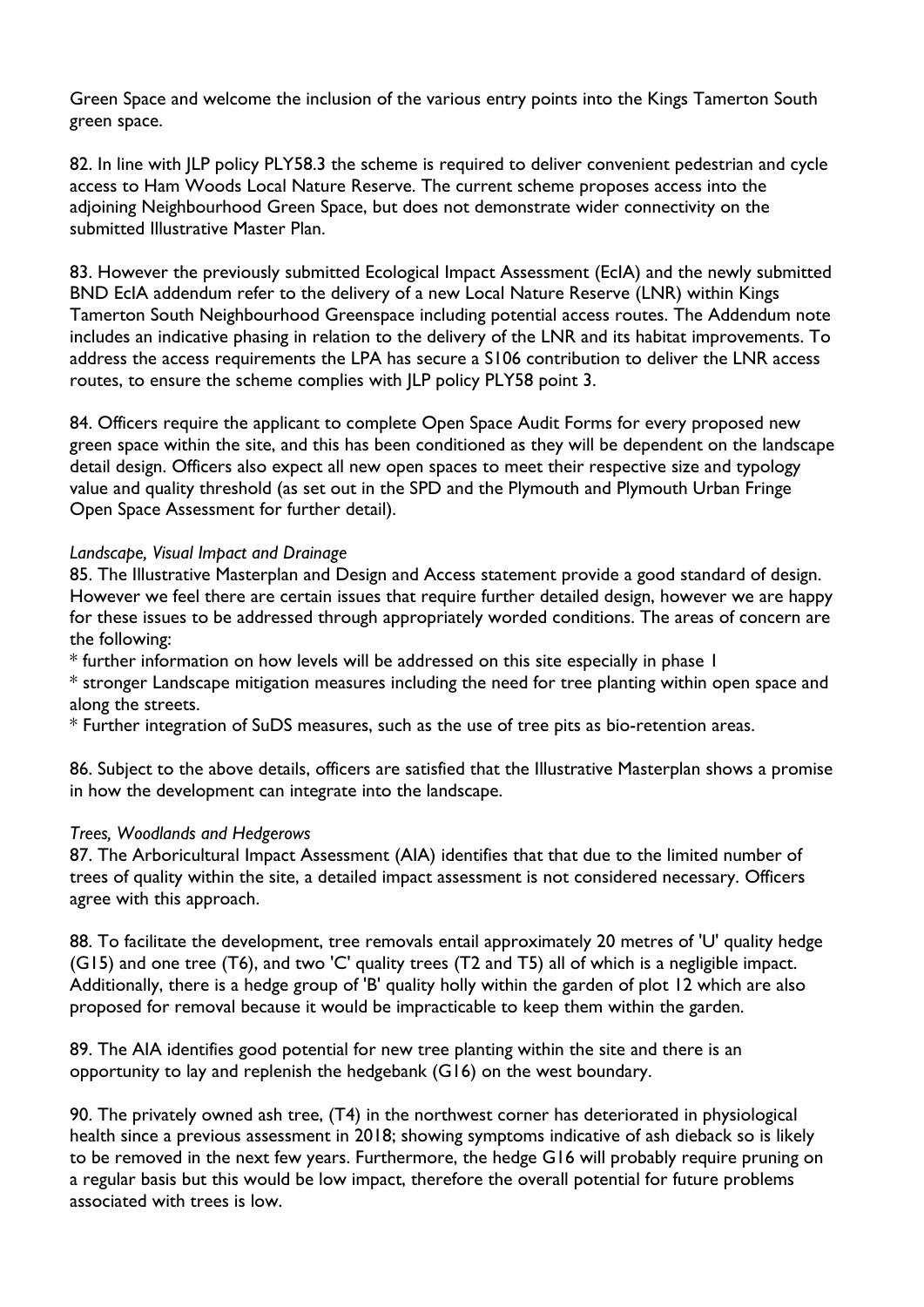Green Space and welcome the inclusion of the various entry points into the Kings Tamerton South green space.

82. In line with JLP policy PLY58.3 the scheme is required to deliver convenient pedestrian and cycle access to Ham Woods Local Nature Reserve. The current scheme proposes access into the adjoining Neighbourhood Green Space, but does not demonstrate wider connectivity on the submitted Illustrative Master Plan.

83. However the previously submitted Ecological Impact Assessment (EcIA) and the newly submitted BND EcIA addendum refer to the delivery of a new Local Nature Reserve (LNR) within Kings Tamerton South Neighbourhood Greenspace including potential access routes. The Addendum note includes an indicative phasing in relation to the delivery of the LNR and its habitat improvements. To address the access requirements the LPA has secure a S106 contribution to deliver the LNR access routes, to ensure the scheme complies with JLP policy PLY58 point 3.

84. Officers require the applicant to complete Open Space Audit Forms for every proposed new green space within the site, and this has been conditioned as they will be dependent on the landscape detail design. Officers also expect all new open spaces to meet their respective size and typology value and quality threshold (as set out in the SPD and the Plymouth and Plymouth Urban Fringe Open Space Assessment for further detail).

*Landscape, Visual Impact and Drainage*

85. The Illustrative Masterplan and Design and Access statement provide a good standard of design. However we feel there are certain issues that require further detailed design, however we are happy for these issues to be addressed through appropriately worded conditions. The areas of concern are the following:

* further information on how levels will be addressed on this site especially in phase 1
* stronger Landscape mitigation measures including the need for tree planting within open space and along the streets.
* Further integration of SuDS measures, such as the use of tree pits as bio-retention areas.

86. Subject to the above details, officers are satisfied that the Illustrative Masterplan shows a promise in how the development can integrate into the landscape.

*Trees, Woodlands and Hedgerows*

87. The Arboricultural Impact Assessment (AIA) identifies that that due to the limited number of trees of quality within the site, a detailed impact assessment is not considered necessary. Officers agree with this approach.

88. To facilitate the development, tree removals entail approximately 20 metres of 'U' quality hedge (G15) and one tree (T6), and two 'C' quality trees (T2 and T5) all of which is a negligible impact. Additionally, there is a hedge group of 'B' quality holly within the garden of plot 12 which are also proposed for removal because it would be impracticable to keep them within the garden.

89. The AIA identifies good potential for new tree planting within the site and there is an opportunity to lay and replenish the hedgebank (G16) on the west boundary.

90. The privately owned ash tree, (T4) in the northwest corner has deteriorated in physiological health since a previous assessment in 2018; showing symptoms indicative of ash dieback so is likely to be removed in the next few years. Furthermore, the hedge G16 will probably require pruning on a regular basis but this would be low impact, therefore the overall potential for future problems associated with trees is low.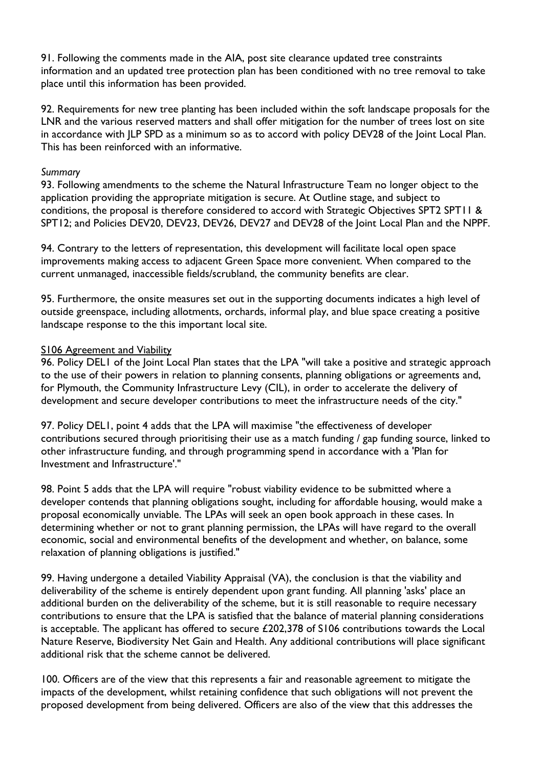91. Following the comments made in the AIA, post site clearance updated tree constraints information and an updated tree protection plan has been conditioned with no tree removal to take place until this information has been provided.

92. Requirements for new tree planting has been included within the soft landscape proposals for the LNR and the various reserved matters and shall offer mitigation for the number of trees lost on site in accordance with JLP SPD as a minimum so as to accord with policy DEV28 of the Joint Local Plan. This has been reinforced with an informative.

*Summary*

93. Following amendments to the scheme the Natural Infrastructure Team no longer object to the application providing the appropriate mitigation is secure. At Outline stage, and subject to conditions, the proposal is therefore considered to accord with Strategic Objectives SPT2 SPT11 & SPT12; and Policies DEV20, DEV23, DEV26, DEV27 and DEV28 of the Joint Local Plan and the NPPF.

94. Contrary to the letters of representation, this development will facilitate local open space improvements making access to adjacent Green Space more convenient. When compared to the current unmanaged, inaccessible fields/scrubland, the community benefits are clear.

95. Furthermore, the onsite measures set out in the supporting documents indicates a high level of outside greenspace, including allotments, orchards, informal play, and blue space creating a positive landscape response to the this important local site.

<u>S106 Agreement and Viability</u>

96. Policy DEL1 of the Joint Local Plan states that the LPA "will take a positive and strategic approach to the use of their powers in relation to planning consents, planning obligations or agreements and, for Plymouth, the Community Infrastructure Levy (CIL), in order to accelerate the delivery of development and secure developer contributions to meet the infrastructure needs of the city."

97. Policy DEL1, point 4 adds that the LPA will maximise "the effectiveness of developer contributions secured through prioritising their use as a match funding / gap funding source, linked to other infrastructure funding, and through programming spend in accordance with a 'Plan for Investment and Infrastructure'."

98. Point 5 adds that the LPA will require "robust viability evidence to be submitted where a developer contends that planning obligations sought, including for affordable housing, would make a proposal economically unviable. The LPAs will seek an open book approach in these cases. In determining whether or not to grant planning permission, the LPAs will have regard to the overall economic, social and environmental benefits of the development and whether, on balance, some relaxation of planning obligations is justified."

99. Having undergone a detailed Viability Appraisal (VA), the conclusion is that the viability and deliverability of the scheme is entirely dependent upon grant funding. All planning 'asks' place an additional burden on the deliverability of the scheme, but it is still reasonable to require necessary contributions to ensure that the LPA is satisfied that the balance of material planning considerations is acceptable. The applicant has offered to secure £202,378 of S106 contributions towards the Local Nature Reserve, Biodiversity Net Gain and Health. Any additional contributions will place significant additional risk that the scheme cannot be delivered.

100. Officers are of the view that this represents a fair and reasonable agreement to mitigate the impacts of the development, whilst retaining confidence that such obligations will not prevent the proposed development from being delivered. Officers are also of the view that this addresses the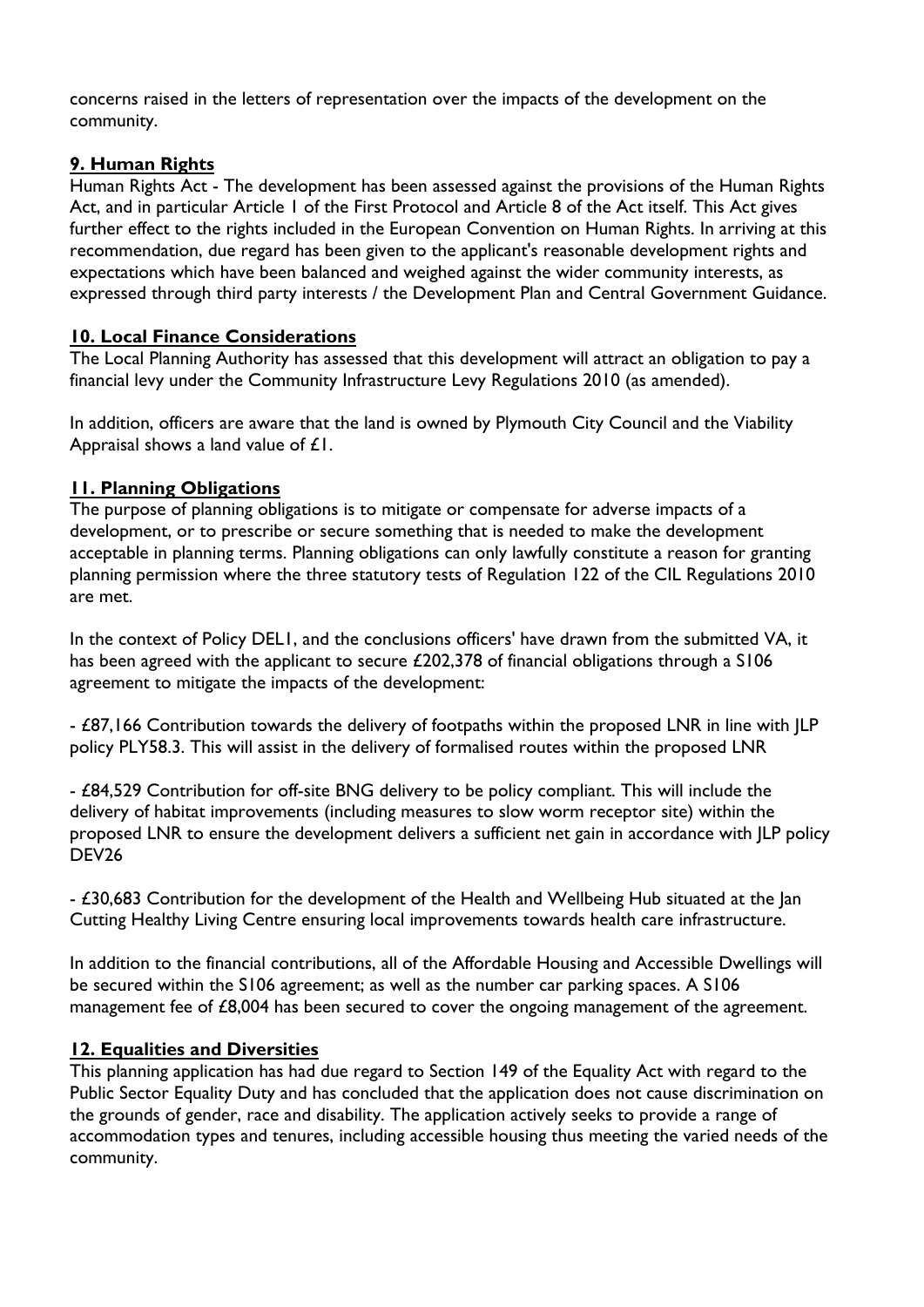concerns raised in the letters of representation over the impacts of the development on the community.

## 9. Human Rights

Human Rights Act - The development has been assessed against the provisions of the Human Rights Act, and in particular Article 1 of the First Protocol and Article 8 of the Act itself. This Act gives further effect to the rights included in the European Convention on Human Rights. In arriving at this recommendation, due regard has been given to the applicant's reasonable development rights and expectations which have been balanced and weighed against the wider community interests, as expressed through third party interests / the Development Plan and Central Government Guidance.

## 10. Local Finance Considerations

The Local Planning Authority has assessed that this development will attract an obligation to pay a financial levy under the Community Infrastructure Levy Regulations 2010 (as amended).

In addition, officers are aware that the land is owned by Plymouth City Council and the Viability Appraisal shows a land value of £1.

## 11. Planning Obligations

The purpose of planning obligations is to mitigate or compensate for adverse impacts of a development, or to prescribe or secure something that is needed to make the development acceptable in planning terms. Planning obligations can only lawfully constitute a reason for granting planning permission where the three statutory tests of Regulation 122 of the CIL Regulations 2010 are met.

In the context of Policy DEL1, and the conclusions officers' have drawn from the submitted VA, it has been agreed with the applicant to secure £202,378 of financial obligations through a S106 agreement to mitigate the impacts of the development:

- £87,166 Contribution towards the delivery of footpaths within the proposed LNR in line with JLP policy PLY58.3. This will assist in the delivery of formalised routes within the proposed LNR

- £84,529 Contribution for off-site BNG delivery to be policy compliant. This will include the delivery of habitat improvements (including measures to slow worm receptor site) within the proposed LNR to ensure the development delivers a sufficient net gain in accordance with JLP policy DEV26

- £30,683 Contribution for the development of the Health and Wellbeing Hub situated at the Jan Cutting Healthy Living Centre ensuring local improvements towards health care infrastructure.

In addition to the financial contributions, all of the Affordable Housing and Accessible Dwellings will be secured within the S106 agreement; as well as the number car parking spaces. A S106 management fee of £8,004 has been secured to cover the ongoing management of the agreement.

## 12. Equalities and Diversities

This planning application has had due regard to Section 149 of the Equality Act with regard to the Public Sector Equality Duty and has concluded that the application does not cause discrimination on the grounds of gender, race and disability. The application actively seeks to provide a range of accommodation types and tenures, including accessible housing thus meeting the varied needs of the community.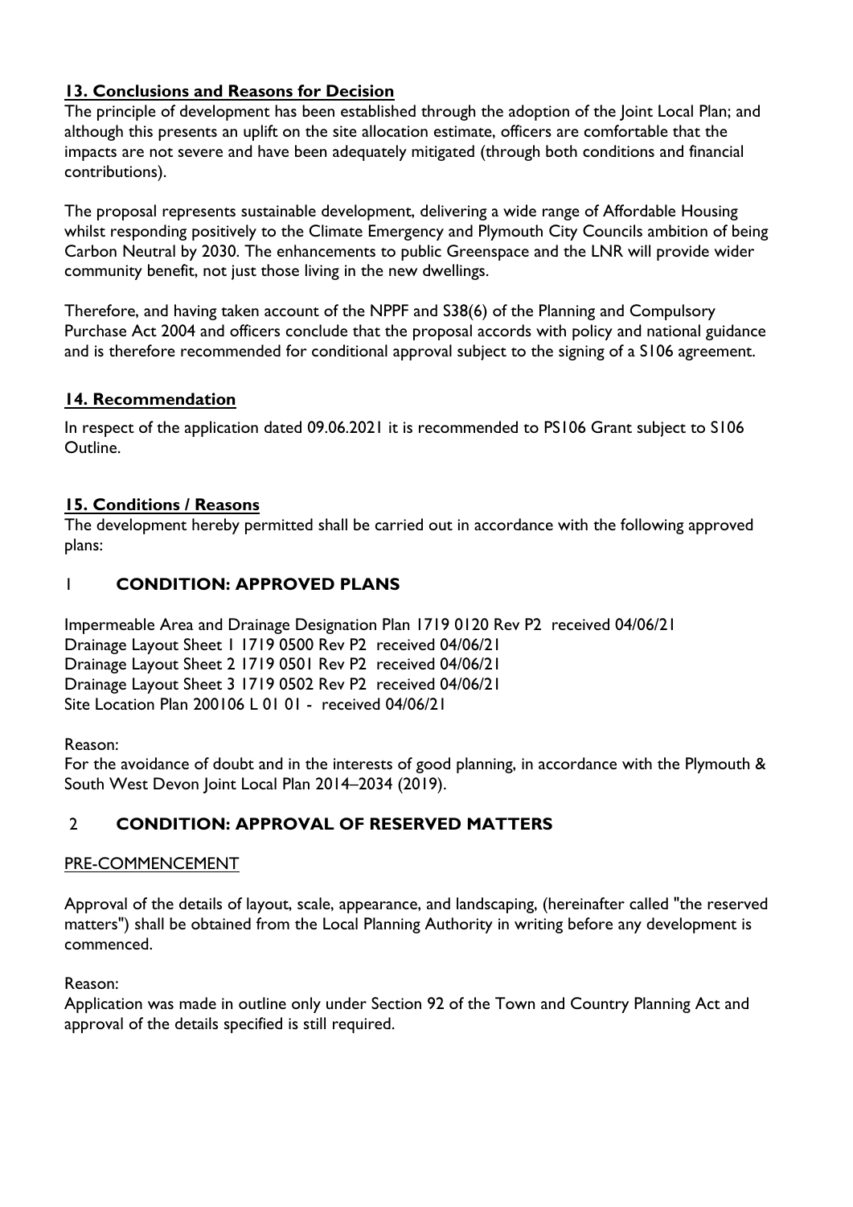## 13. Conclusions and Reasons for Decision

The principle of development has been established through the adoption of the Joint Local Plan; and although this presents an uplift on the site allocation estimate, officers are comfortable that the impacts are not severe and have been adequately mitigated (through both conditions and financial contributions).

The proposal represents sustainable development, delivering a wide range of Affordable Housing whilst responding positively to the Climate Emergency and Plymouth City Councils ambition of being Carbon Neutral by 2030. The enhancements to public Greenspace and the LNR will provide wider community benefit, not just those living in the new dwellings.

Therefore, and having taken account of the NPPF and S38(6) of the Planning and Compulsory Purchase Act 2004 and officers conclude that the proposal accords with policy and national guidance and is therefore recommended for conditional approval subject to the signing of a S106 agreement.

## 14. Recommendation

In respect of the application dated 09.06.2021 it is recommended to PS106 Grant subject to S106 Outline.

## 15. Conditions / Reasons

The development hereby permitted shall be carried out in accordance with the following approved plans:

### 1 CONDITION: APPROVED PLANS

Impermeable Area and Drainage Designation Plan 1719 0120 Rev P2 received 04/06/21
Drainage Layout Sheet 1 1719 0500 Rev P2 received 04/06/21
Drainage Layout Sheet 2 1719 0501 Rev P2 received 04/06/21
Drainage Layout Sheet 3 1719 0502 Rev P2 received 04/06/21
Site Location Plan 200106 L 01 01 - received 04/06/21

Reason:
For the avoidance of doubt and in the interests of good planning, in accordance with the Plymouth & South West Devon Joint Local Plan 2014–2034 (2019).

### 2 CONDITION: APPROVAL OF RESERVED MATTERS

PRE-COMMENCEMENT

Approval of the details of layout, scale, appearance, and landscaping, (hereinafter called "the reserved matters") shall be obtained from the Local Planning Authority in writing before any development is commenced.

Reason:
Application was made in outline only under Section 92 of the Town and Country Planning Act and approval of the details specified is still required.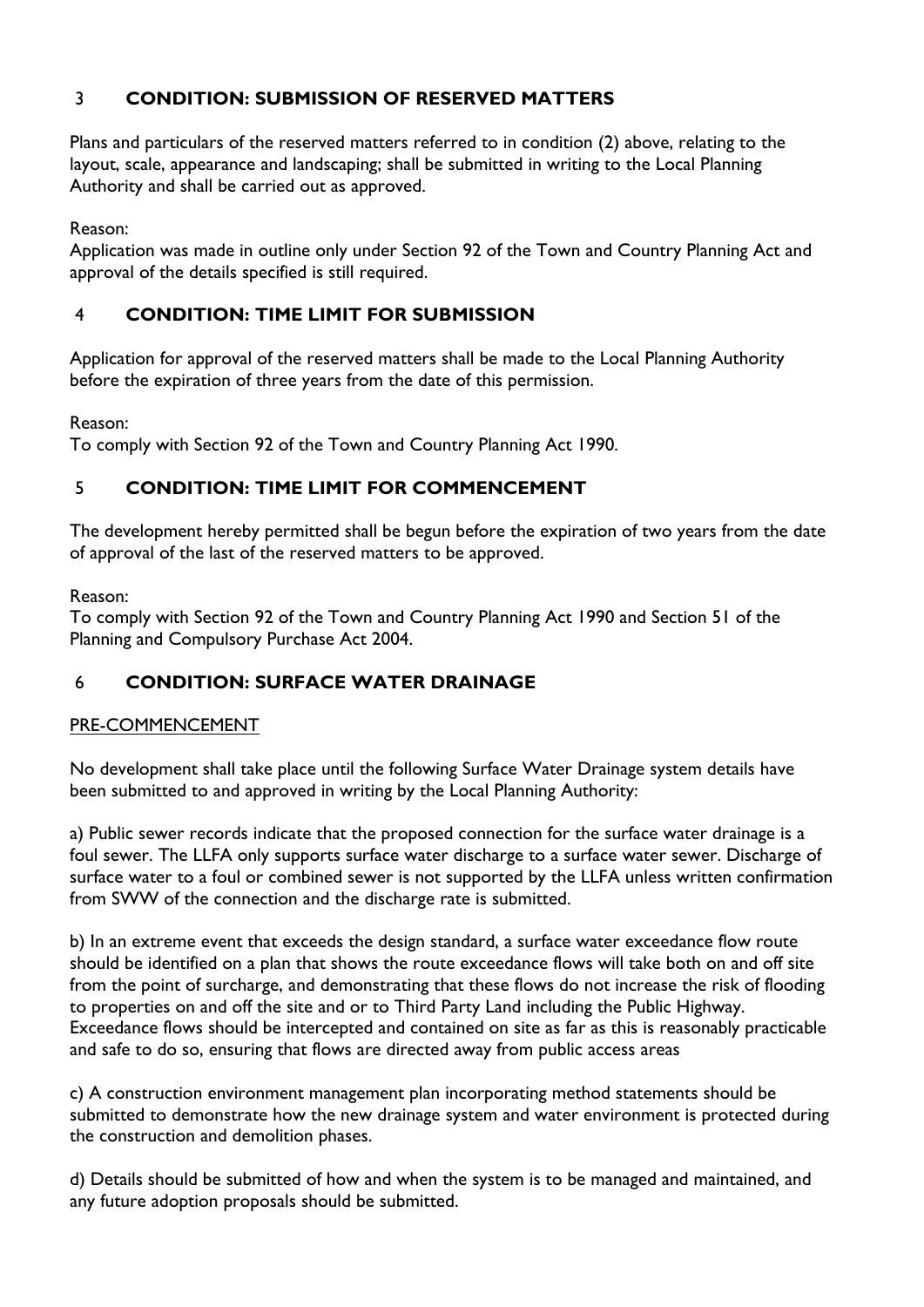## 3 CONDITION: SUBMISSION OF RESERVED MATTERS

Plans and particulars of the reserved matters referred to in condition (2) above, relating to the layout, scale, appearance and landscaping; shall be submitted in writing to the Local Planning Authority and shall be carried out as approved.

Reason:
Application was made in outline only under Section 92 of the Town and Country Planning Act and approval of the details specified is still required.

## 4 CONDITION: TIME LIMIT FOR SUBMISSION

Application for approval of the reserved matters shall be made to the Local Planning Authority before the expiration of three years from the date of this permission.

Reason:
To comply with Section 92 of the Town and Country Planning Act 1990.

## 5 CONDITION: TIME LIMIT FOR COMMENCEMENT

The development hereby permitted shall be begun before the expiration of two years from the date of approval of the last of the reserved matters to be approved.

Reason:
To comply with Section 92 of the Town and Country Planning Act 1990 and Section 51 of the Planning and Compulsory Purchase Act 2004.

## 6 CONDITION: SURFACE WATER DRAINAGE

PRE-COMMENCEMENT

No development shall take place until the following Surface Water Drainage system details have been submitted to and approved in writing by the Local Planning Authority:

a) Public sewer records indicate that the proposed connection for the surface water drainage is a foul sewer. The LLFA only supports surface water discharge to a surface water sewer. Discharge of surface water to a foul or combined sewer is not supported by the LLFA unless written confirmation from SWW of the connection and the discharge rate is submitted.

b) In an extreme event that exceeds the design standard, a surface water exceedance flow route should be identified on a plan that shows the route exceedance flows will take both on and off site from the point of surcharge, and demonstrating that these flows do not increase the risk of flooding to properties on and off the site and or to Third Party Land including the Public Highway. Exceedance flows should be intercepted and contained on site as far as this is reasonably practicable and safe to do so, ensuring that flows are directed away from public access areas

c) A construction environment management plan incorporating method statements should be submitted to demonstrate how the new drainage system and water environment is protected during the construction and demolition phases.

d) Details should be submitted of how and when the system is to be managed and maintained, and any future adoption proposals should be submitted.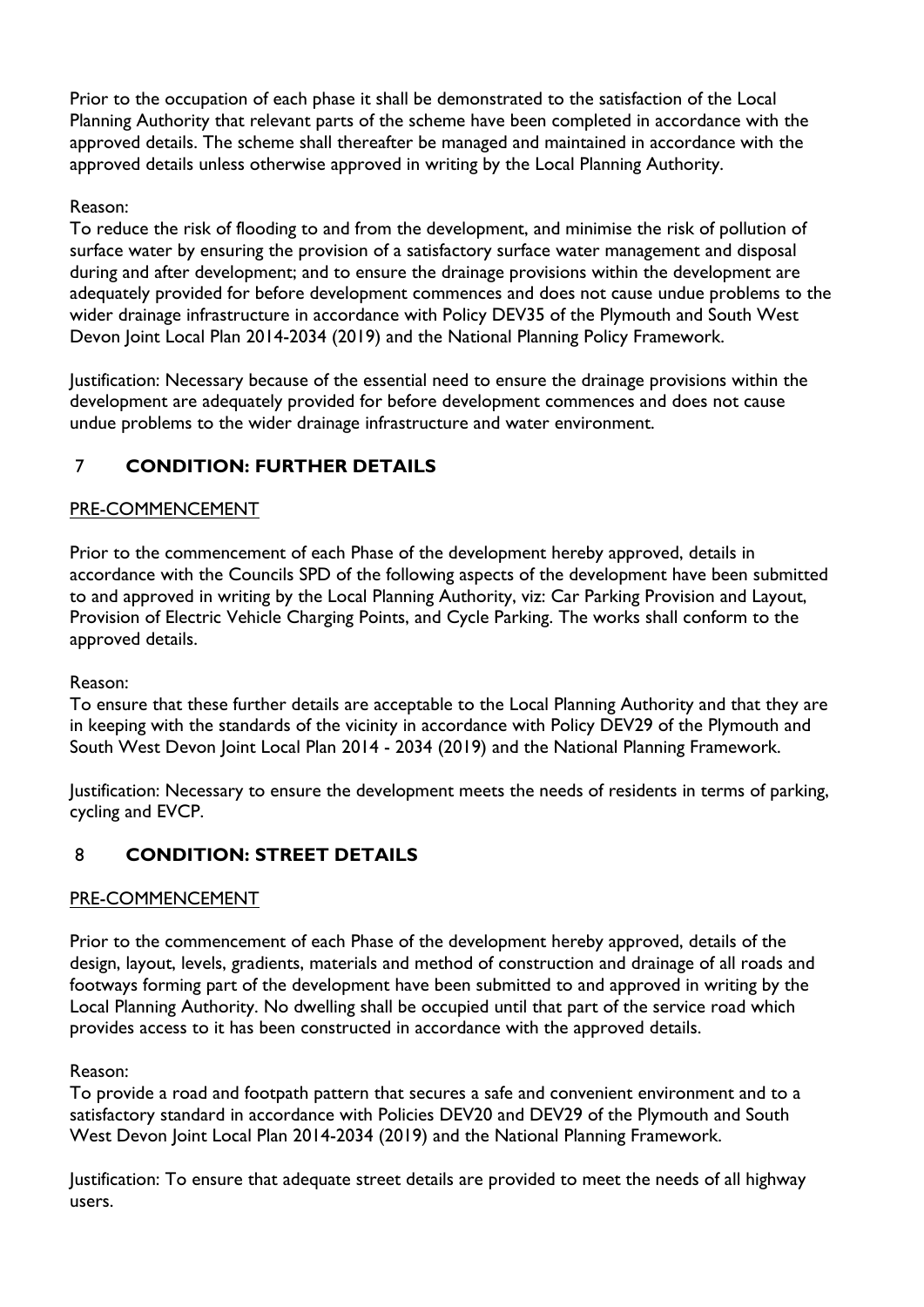Prior to the occupation of each phase it shall be demonstrated to the satisfaction of the Local Planning Authority that relevant parts of the scheme have been completed in accordance with the approved details. The scheme shall thereafter be managed and maintained in accordance with the approved details unless otherwise approved in writing by the Local Planning Authority.

Reason:
To reduce the risk of flooding to and from the development, and minimise the risk of pollution of surface water by ensuring the provision of a satisfactory surface water management and disposal during and after development; and to ensure the drainage provisions within the development are adequately provided for before development commences and does not cause undue problems to the wider drainage infrastructure in accordance with Policy DEV35 of the Plymouth and South West Devon Joint Local Plan 2014-2034 (2019) and the National Planning Policy Framework.

Justification: Necessary because of the essential need to ensure the drainage provisions within the development are adequately provided for before development commences and does not cause undue problems to the wider drainage infrastructure and water environment.

## 7 CONDITION: FURTHER DETAILS

PRE-COMMENCEMENT

Prior to the commencement of each Phase of the development hereby approved, details in accordance with the Councils SPD of the following aspects of the development have been submitted to and approved in writing by the Local Planning Authority, viz: Car Parking Provision and Layout, Provision of Electric Vehicle Charging Points, and Cycle Parking. The works shall conform to the approved details.

Reason:
To ensure that these further details are acceptable to the Local Planning Authority and that they are in keeping with the standards of the vicinity in accordance with Policy DEV29 of the Plymouth and South West Devon Joint Local Plan 2014 - 2034 (2019) and the National Planning Framework.

Justification: Necessary to ensure the development meets the needs of residents in terms of parking, cycling and EVCP.

## 8 CONDITION: STREET DETAILS

PRE-COMMENCEMENT

Prior to the commencement of each Phase of the development hereby approved, details of the design, layout, levels, gradients, materials and method of construction and drainage of all roads and footways forming part of the development have been submitted to and approved in writing by the Local Planning Authority. No dwelling shall be occupied until that part of the service road which provides access to it has been constructed in accordance with the approved details.

Reason:
To provide a road and footpath pattern that secures a safe and convenient environment and to a satisfactory standard in accordance with Policies DEV20 and DEV29 of the Plymouth and South West Devon Joint Local Plan 2014-2034 (2019) and the National Planning Framework.

Justification: To ensure that adequate street details are provided to meet the needs of all highway users.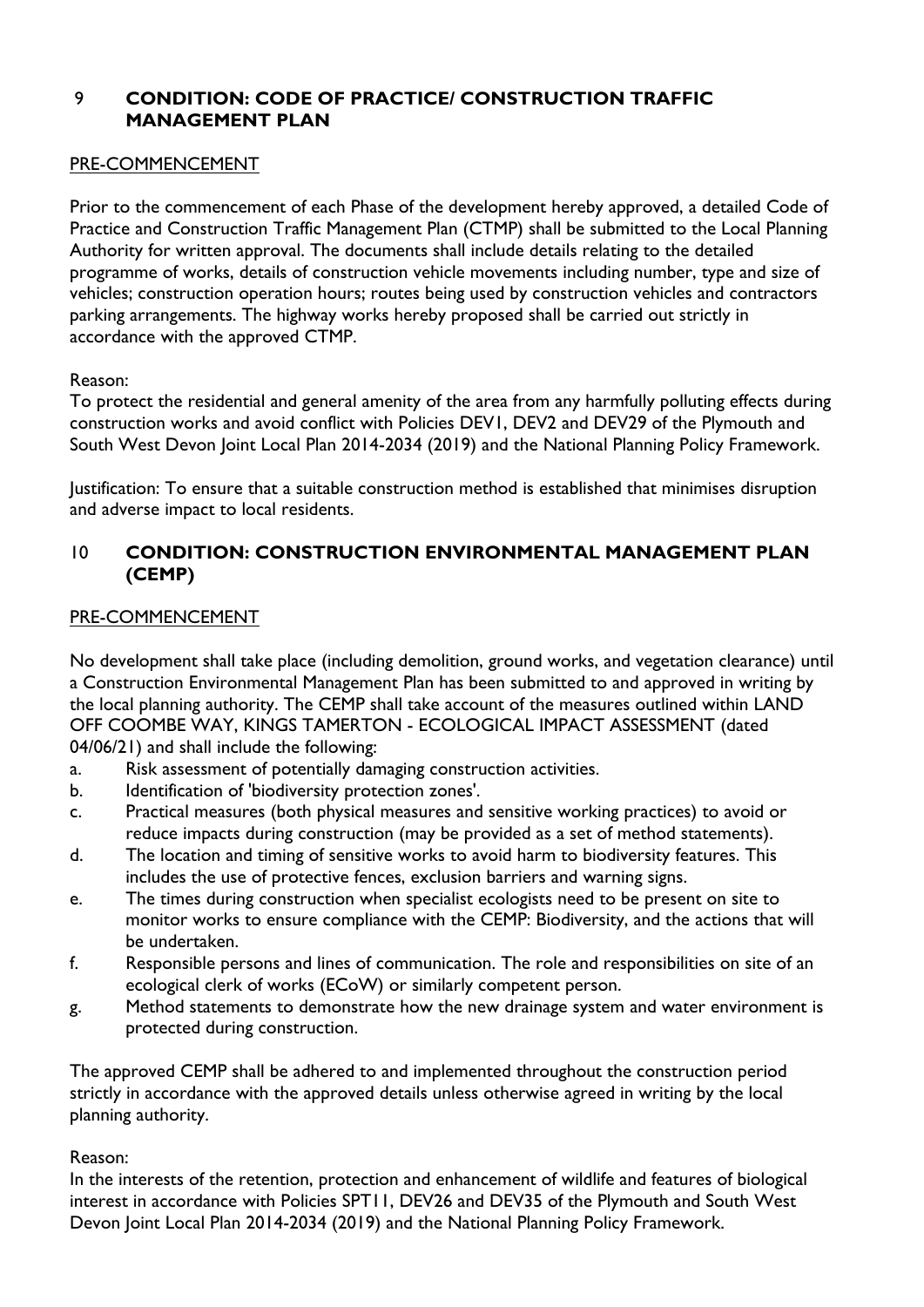## 9 CONDITION: CODE OF PRACTICE/ CONSTRUCTION TRAFFIC MANAGEMENT PLAN

PRE-COMMENCEMENT

Prior to the commencement of each Phase of the development hereby approved, a detailed Code of Practice and Construction Traffic Management Plan (CTMP) shall be submitted to the Local Planning Authority for written approval. The documents shall include details relating to the detailed programme of works, details of construction vehicle movements including number, type and size of vehicles; construction operation hours; routes being used by construction vehicles and contractors parking arrangements. The highway works hereby proposed shall be carried out strictly in accordance with the approved CTMP.

Reason:
To protect the residential and general amenity of the area from any harmfully polluting effects during construction works and avoid conflict with Policies DEV1, DEV2 and DEV29 of the Plymouth and South West Devon Joint Local Plan 2014-2034 (2019) and the National Planning Policy Framework.

Justification: To ensure that a suitable construction method is established that minimises disruption and adverse impact to local residents.

## 10 CONDITION: CONSTRUCTION ENVIRONMENTAL MANAGEMENT PLAN (CEMP)

PRE-COMMENCEMENT

No development shall take place (including demolition, ground works, and vegetation clearance) until a Construction Environmental Management Plan has been submitted to and approved in writing by the local planning authority. The CEMP shall take account of the measures outlined within LAND OFF COOMBE WAY, KINGS TAMERTON - ECOLOGICAL IMPACT ASSESSMENT (dated 04/06/21) and shall include the following:

a. Risk assessment of potentially damaging construction activities.
b. Identification of 'biodiversity protection zones'.
c. Practical measures (both physical measures and sensitive working practices) to avoid or reduce impacts during construction (may be provided as a set of method statements).
d. The location and timing of sensitive works to avoid harm to biodiversity features. This includes the use of protective fences, exclusion barriers and warning signs.
e. The times during construction when specialist ecologists need to be present on site to monitor works to ensure compliance with the CEMP: Biodiversity, and the actions that will be undertaken.
f. Responsible persons and lines of communication. The role and responsibilities on site of an ecological clerk of works (ECoW) or similarly competent person.
g. Method statements to demonstrate how the new drainage system and water environment is protected during construction.

The approved CEMP shall be adhered to and implemented throughout the construction period strictly in accordance with the approved details unless otherwise agreed in writing by the local planning authority.

Reason:
In the interests of the retention, protection and enhancement of wildlife and features of biological interest in accordance with Policies SPT11, DEV26 and DEV35 of the Plymouth and South West Devon Joint Local Plan 2014-2034 (2019) and the National Planning Policy Framework.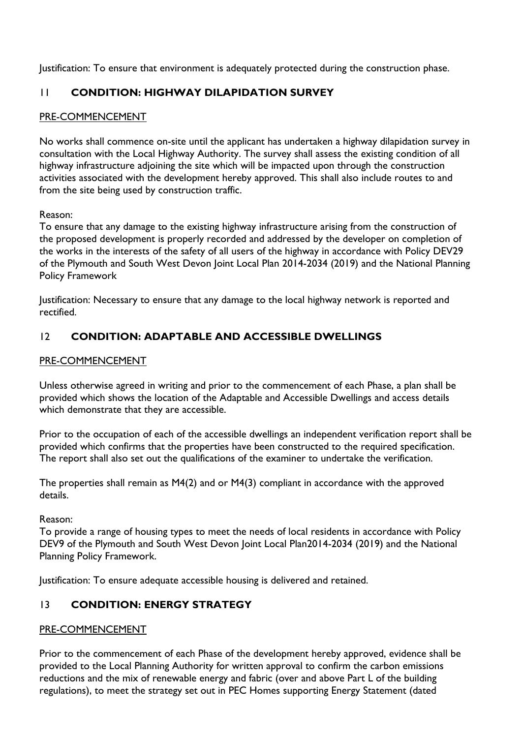Justification: To ensure that environment is adequately protected during the construction phase.

## 11 **CONDITION: HIGHWAY DILAPIDATION SURVEY**

PRE-COMMENCEMENT

No works shall commence on-site until the applicant has undertaken a highway dilapidation survey in consultation with the Local Highway Authority. The survey shall assess the existing condition of all highway infrastructure adjoining the site which will be impacted upon through the construction activities associated with the development hereby approved. This shall also include routes to and from the site being used by construction traffic.

Reason:
To ensure that any damage to the existing highway infrastructure arising from the construction of the proposed development is properly recorded and addressed by the developer on completion of the works in the interests of the safety of all users of the highway in accordance with Policy DEV29 of the Plymouth and South West Devon Joint Local Plan 2014-2034 (2019) and the National Planning Policy Framework

Justification: Necessary to ensure that any damage to the local highway network is reported and rectified.

## 12 **CONDITION: ADAPTABLE AND ACCESSIBLE DWELLINGS**

PRE-COMMENCEMENT

Unless otherwise agreed in writing and prior to the commencement of each Phase, a plan shall be provided which shows the location of the Adaptable and Accessible Dwellings and access details which demonstrate that they are accessible.

Prior to the occupation of each of the accessible dwellings an independent verification report shall be provided which confirms that the properties have been constructed to the required specification. The report shall also set out the qualifications of the examiner to undertake the verification.

The properties shall remain as M4(2) and or M4(3) compliant in accordance with the approved details.

Reason:
To provide a range of housing types to meet the needs of local residents in accordance with Policy DEV9 of the Plymouth and South West Devon Joint Local Plan2014-2034 (2019) and the National Planning Policy Framework.

Justification: To ensure adequate accessible housing is delivered and retained.

## 13 **CONDITION: ENERGY STRATEGY**

PRE-COMMENCEMENT

Prior to the commencement of each Phase of the development hereby approved, evidence shall be provided to the Local Planning Authority for written approval to confirm the carbon emissions reductions and the mix of renewable energy and fabric (over and above Part L of the building regulations), to meet the strategy set out in PEC Homes supporting Energy Statement (dated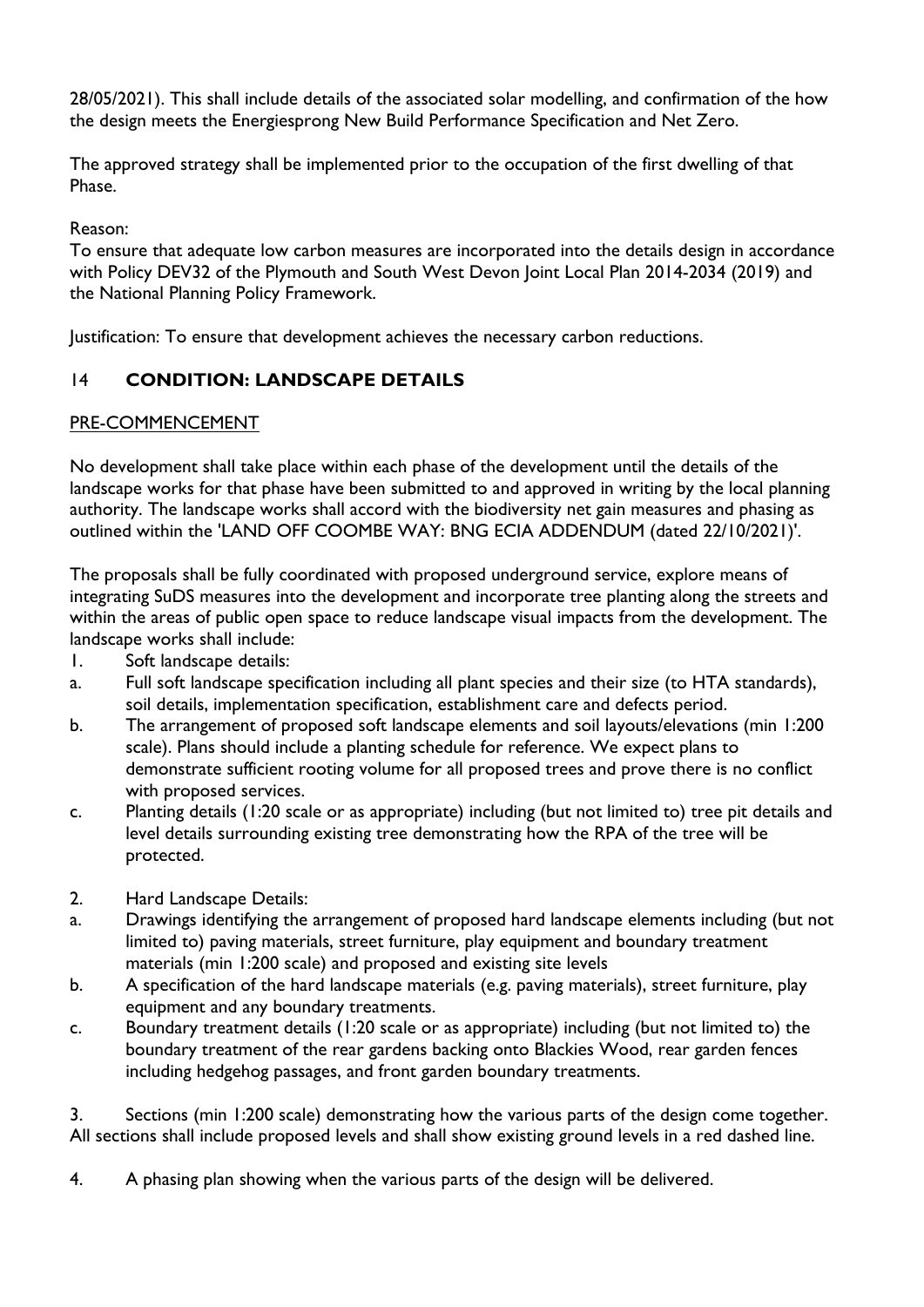28/05/2021). This shall include details of the associated solar modelling, and confirmation of the how the design meets the Energiesprong New Build Performance Specification and Net Zero.

The approved strategy shall be implemented prior to the occupation of the first dwelling of that Phase.

Reason:
To ensure that adequate low carbon measures are incorporated into the details design in accordance with Policy DEV32 of the Plymouth and South West Devon Joint Local Plan 2014-2034 (2019) and the National Planning Policy Framework.

Justification: To ensure that development achieves the necessary carbon reductions.

## 14 CONDITION: LANDSCAPE DETAILS

PRE-COMMENCEMENT

No development shall take place within each phase of the development until the details of the landscape works for that phase have been submitted to and approved in writing by the local planning authority. The landscape works shall accord with the biodiversity net gain measures and phasing as outlined within the 'LAND OFF COOMBE WAY: BNG ECIA ADDENDUM (dated 22/10/2021)'.

The proposals shall be fully coordinated with proposed underground service, explore means of integrating SuDS measures into the development and incorporate tree planting along the streets and within the areas of public open space to reduce landscape visual impacts from the development. The landscape works shall include:

1. Soft landscape details:
   a. Full soft landscape specification including all plant species and their size (to HTA standards), soil details, implementation specification, establishment care and defects period.
   b. The arrangement of proposed soft landscape elements and soil layouts/elevations (min 1:200 scale). Plans should include a planting schedule for reference. We expect plans to demonstrate sufficient rooting volume for all proposed trees and prove there is no conflict with proposed services.
   c. Planting details (1:20 scale or as appropriate) including (but not limited to) tree pit details and level details surrounding existing tree demonstrating how the RPA of the tree will be protected.

2. Hard Landscape Details:
   a. Drawings identifying the arrangement of proposed hard landscape elements including (but not limited to) paving materials, street furniture, play equipment and boundary treatment materials (min 1:200 scale) and proposed and existing site levels
   b. A specification of the hard landscape materials (e.g. paving materials), street furniture, play equipment and any boundary treatments.
   c. Boundary treatment details (1:20 scale or as appropriate) including (but not limited to) the boundary treatment of the rear gardens backing onto Blackies Wood, rear garden fences including hedgehog passages, and front garden boundary treatments.

3. Sections (min 1:200 scale) demonstrating how the various parts of the design come together. All sections shall include proposed levels and shall show existing ground levels in a red dashed line.

4. A phasing plan showing when the various parts of the design will be delivered.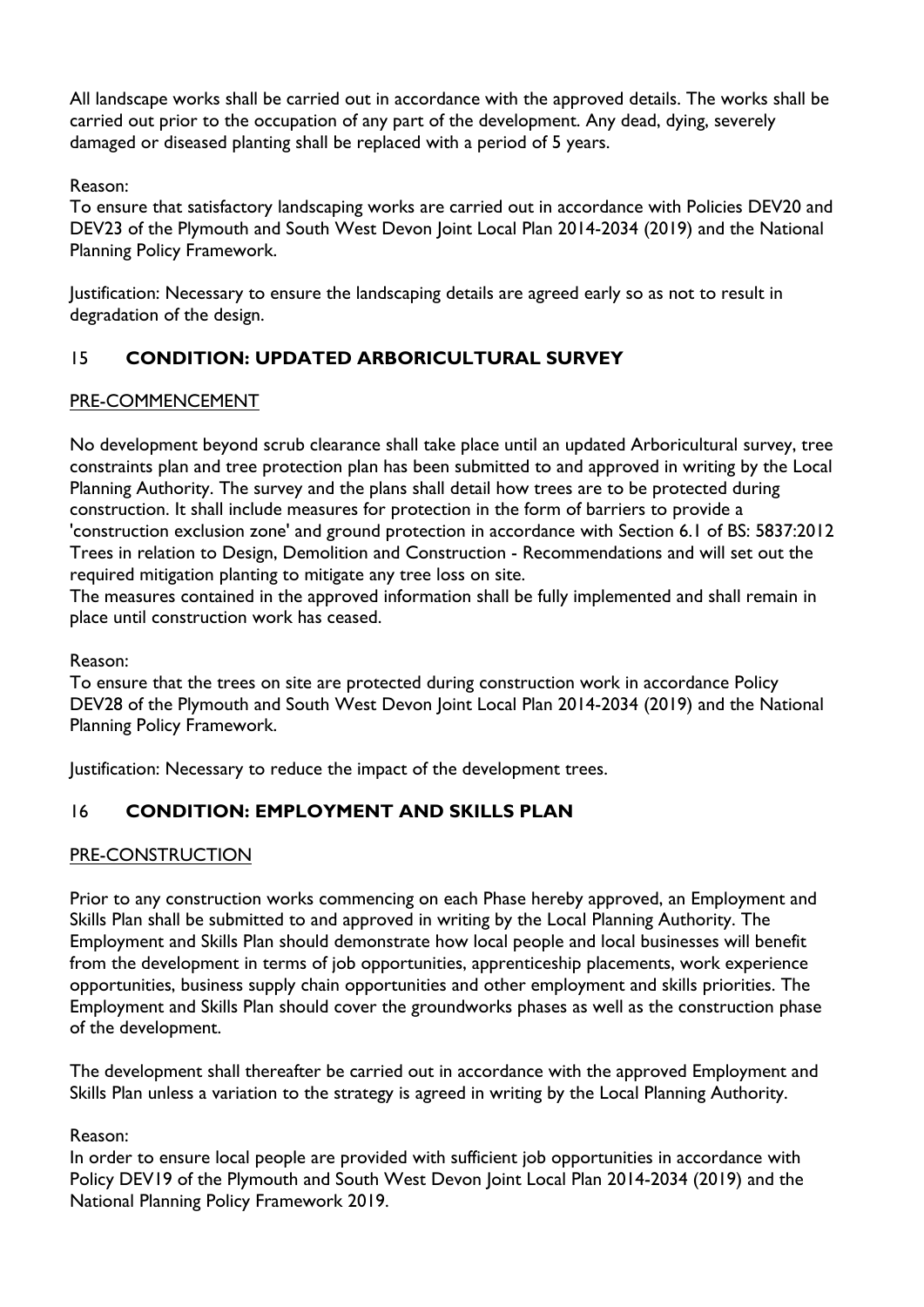All landscape works shall be carried out in accordance with the approved details. The works shall be carried out prior to the occupation of any part of the development. Any dead, dying, severely damaged or diseased planting shall be replaced with a period of 5 years.

Reason:
To ensure that satisfactory landscaping works are carried out in accordance with Policies DEV20 and DEV23 of the Plymouth and South West Devon Joint Local Plan 2014-2034 (2019) and the National Planning Policy Framework.

Justification: Necessary to ensure the landscaping details are agreed early so as not to result in degradation of the design.

## 15 **CONDITION: UPDATED ARBORICULTURAL SURVEY**

PRE-COMMENCEMENT

No development beyond scrub clearance shall take place until an updated Arboricultural survey, tree constraints plan and tree protection plan has been submitted to and approved in writing by the Local Planning Authority. The survey and the plans shall detail how trees are to be protected during construction. It shall include measures for protection in the form of barriers to provide a 'construction exclusion zone' and ground protection in accordance with Section 6.1 of BS: 5837:2012 Trees in relation to Design, Demolition and Construction - Recommendations and will set out the required mitigation planting to mitigate any tree loss on site.
The measures contained in the approved information shall be fully implemented and shall remain in place until construction work has ceased.

Reason:
To ensure that the trees on site are protected during construction work in accordance Policy DEV28 of the Plymouth and South West Devon Joint Local Plan 2014-2034 (2019) and the National Planning Policy Framework.

Justification: Necessary to reduce the impact of the development trees.

## 16 **CONDITION: EMPLOYMENT AND SKILLS PLAN**

PRE-CONSTRUCTION

Prior to any construction works commencing on each Phase hereby approved, an Employment and Skills Plan shall be submitted to and approved in writing by the Local Planning Authority. The Employment and Skills Plan should demonstrate how local people and local businesses will benefit from the development in terms of job opportunities, apprenticeship placements, work experience opportunities, business supply chain opportunities and other employment and skills priorities. The Employment and Skills Plan should cover the groundworks phases as well as the construction phase of the development.

The development shall thereafter be carried out in accordance with the approved Employment and Skills Plan unless a variation to the strategy is agreed in writing by the Local Planning Authority.

Reason:
In order to ensure local people are provided with sufficient job opportunities in accordance with Policy DEV19 of the Plymouth and South West Devon Joint Local Plan 2014-2034 (2019) and the National Planning Policy Framework 2019.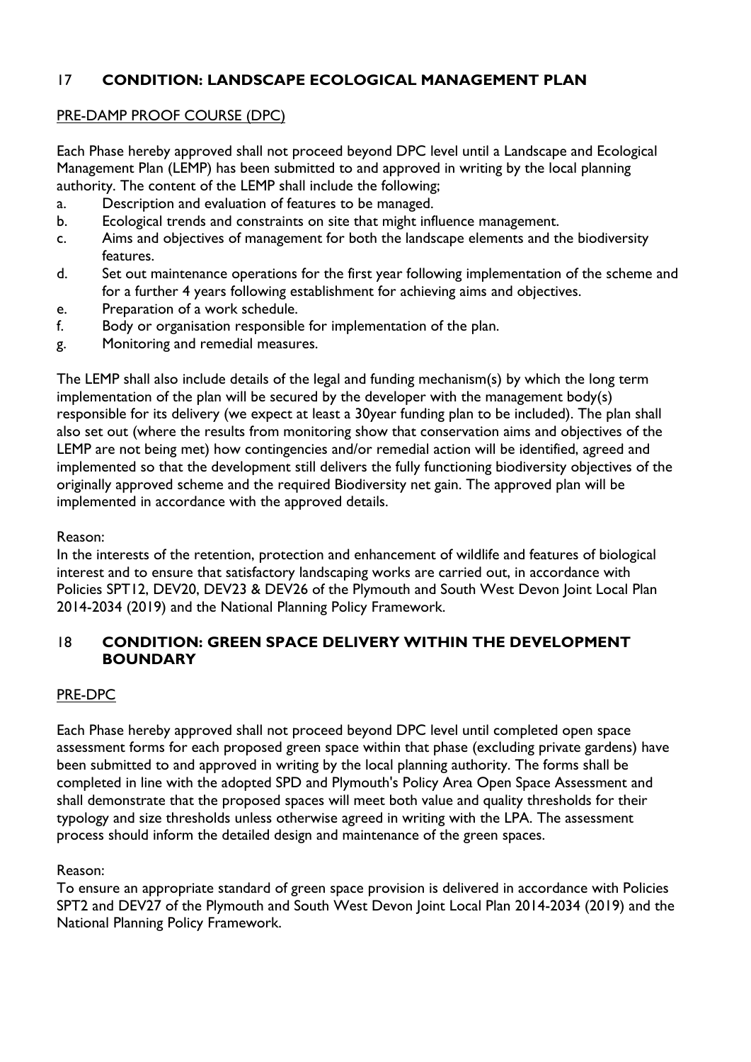## 17 CONDITION: LANDSCAPE ECOLOGICAL MANAGEMENT PLAN

PRE-DAMP PROOF COURSE (DPC)

Each Phase hereby approved shall not proceed beyond DPC level until a Landscape and Ecological Management Plan (LEMP) has been submitted to and approved in writing by the local planning authority. The content of the LEMP shall include the following;

a. Description and evaluation of features to be managed.
b. Ecological trends and constraints on site that might influence management.
c. Aims and objectives of management for both the landscape elements and the biodiversity features.
d. Set out maintenance operations for the first year following implementation of the scheme and for a further 4 years following establishment for achieving aims and objectives.
e. Preparation of a work schedule.
f. Body or organisation responsible for implementation of the plan.
g. Monitoring and remedial measures.

The LEMP shall also include details of the legal and funding mechanism(s) by which the long term implementation of the plan will be secured by the developer with the management body(s) responsible for its delivery (we expect at least a 30year funding plan to be included). The plan shall also set out (where the results from monitoring show that conservation aims and objectives of the LEMP are not being met) how contingencies and/or remedial action will be identified, agreed and implemented so that the development still delivers the fully functioning biodiversity objectives of the originally approved scheme and the required Biodiversity net gain. The approved plan will be implemented in accordance with the approved details.

Reason:
In the interests of the retention, protection and enhancement of wildlife and features of biological interest and to ensure that satisfactory landscaping works are carried out, in accordance with Policies SPT12, DEV20, DEV23 & DEV26 of the Plymouth and South West Devon Joint Local Plan 2014-2034 (2019) and the National Planning Policy Framework.

## 18 CONDITION: GREEN SPACE DELIVERY WITHIN THE DEVELOPMENT BOUNDARY

PRE-DPC

Each Phase hereby approved shall not proceed beyond DPC level until completed open space assessment forms for each proposed green space within that phase (excluding private gardens) have been submitted to and approved in writing by the local planning authority. The forms shall be completed in line with the adopted SPD and Plymouth's Policy Area Open Space Assessment and shall demonstrate that the proposed spaces will meet both value and quality thresholds for their typology and size thresholds unless otherwise agreed in writing with the LPA. The assessment process should inform the detailed design and maintenance of the green spaces.

Reason:
To ensure an appropriate standard of green space provision is delivered in accordance with Policies SPT2 and DEV27 of the Plymouth and South West Devon Joint Local Plan 2014-2034 (2019) and the National Planning Policy Framework.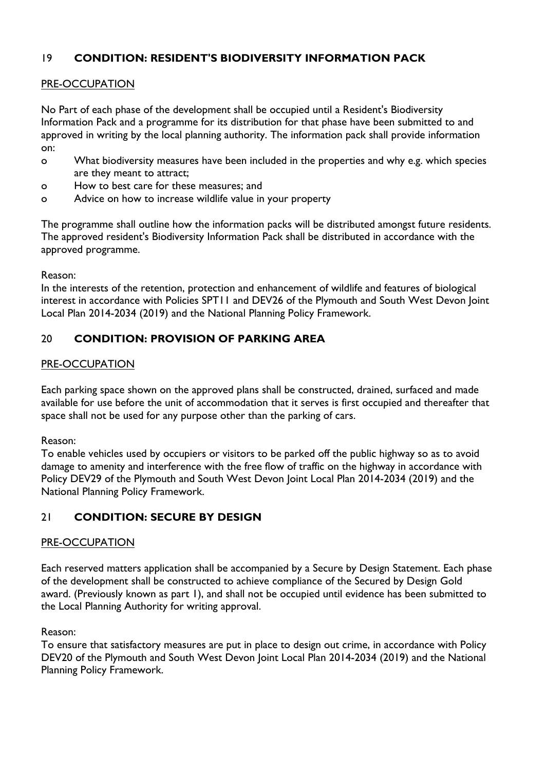## 19 **CONDITION: RESIDENT'S BIODIVERSITY INFORMATION PACK**

PRE-OCCUPATION

No Part of each phase of the development shall be occupied until a Resident's Biodiversity Information Pack and a programme for its distribution for that phase have been submitted to and approved in writing by the local planning authority. The information pack shall provide information on:

- What biodiversity measures have been included in the properties and why e.g. which species are they meant to attract;
- How to best care for these measures; and
- Advice on how to increase wildlife value in your property

The programme shall outline how the information packs will be distributed amongst future residents. The approved resident's Biodiversity Information Pack shall be distributed in accordance with the approved programme.

Reason:
In the interests of the retention, protection and enhancement of wildlife and features of biological interest in accordance with Policies SPT11 and DEV26 of the Plymouth and South West Devon Joint Local Plan 2014-2034 (2019) and the National Planning Policy Framework.

## 20 **CONDITION: PROVISION OF PARKING AREA**

PRE-OCCUPATION

Each parking space shown on the approved plans shall be constructed, drained, surfaced and made available for use before the unit of accommodation that it serves is first occupied and thereafter that space shall not be used for any purpose other than the parking of cars.

Reason:
To enable vehicles used by occupiers or visitors to be parked off the public highway so as to avoid damage to amenity and interference with the free flow of traffic on the highway in accordance with Policy DEV29 of the Plymouth and South West Devon Joint Local Plan 2014-2034 (2019) and the National Planning Policy Framework.

## 21 **CONDITION: SECURE BY DESIGN**

PRE-OCCUPATION

Each reserved matters application shall be accompanied by a Secure by Design Statement. Each phase of the development shall be constructed to achieve compliance of the Secured by Design Gold award. (Previously known as part 1), and shall not be occupied until evidence has been submitted to the Local Planning Authority for writing approval.

Reason:
To ensure that satisfactory measures are put in place to design out crime, in accordance with Policy DEV20 of the Plymouth and South West Devon Joint Local Plan 2014-2034 (2019) and the National Planning Policy Framework.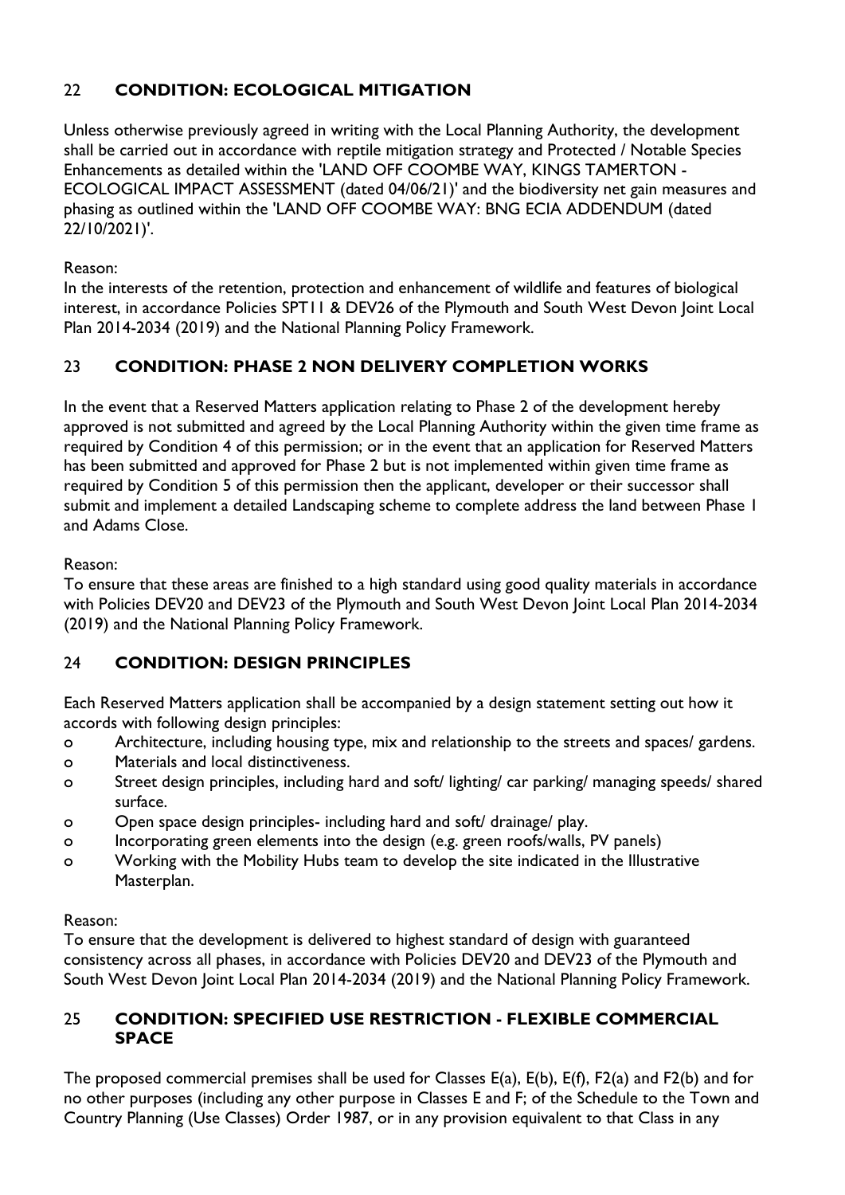## 22 CONDITION: ECOLOGICAL MITIGATION

Unless otherwise previously agreed in writing with the Local Planning Authority, the development shall be carried out in accordance with reptile mitigation strategy and Protected / Notable Species Enhancements as detailed within the 'LAND OFF COOMBE WAY, KINGS TAMERTON - ECOLOGICAL IMPACT ASSESSMENT (dated 04/06/21)' and the biodiversity net gain measures and phasing as outlined within the 'LAND OFF COOMBE WAY: BNG ECIA ADDENDUM (dated 22/10/2021)'.

Reason:
In the interests of the retention, protection and enhancement of wildlife and features of biological interest, in accordance Policies SPT11 & DEV26 of the Plymouth and South West Devon Joint Local Plan 2014-2034 (2019) and the National Planning Policy Framework.

## 23 CONDITION: PHASE 2 NON DELIVERY COMPLETION WORKS

In the event that a Reserved Matters application relating to Phase 2 of the development hereby approved is not submitted and agreed by the Local Planning Authority within the given time frame as required by Condition 4 of this permission; or in the event that an application for Reserved Matters has been submitted and approved for Phase 2 but is not implemented within given time frame as required by Condition 5 of this permission then the applicant, developer or their successor shall submit and implement a detailed Landscaping scheme to complete address the land between Phase 1 and Adams Close.

Reason:
To ensure that these areas are finished to a high standard using good quality materials in accordance with Policies DEV20 and DEV23 of the Plymouth and South West Devon Joint Local Plan 2014-2034 (2019) and the National Planning Policy Framework.

## 24 CONDITION: DESIGN PRINCIPLES

Each Reserved Matters application shall be accompanied by a design statement setting out how it accords with following design principles:

- Architecture, including housing type, mix and relationship to the streets and spaces/ gardens.
- Materials and local distinctiveness.
- Street design principles, including hard and soft/ lighting/ car parking/ managing speeds/ shared surface.
- Open space design principles- including hard and soft/ drainage/ play.
- Incorporating green elements into the design (e.g. green roofs/walls, PV panels)
- Working with the Mobility Hubs team to develop the site indicated in the Illustrative Masterplan.

Reason:
To ensure that the development is delivered to highest standard of design with guaranteed consistency across all phases, in accordance with Policies DEV20 and DEV23 of the Plymouth and South West Devon Joint Local Plan 2014-2034 (2019) and the National Planning Policy Framework.

## 25 CONDITION: SPECIFIED USE RESTRICTION - FLEXIBLE COMMERCIAL SPACE

The proposed commercial premises shall be used for Classes E(a), E(b), E(f), F2(a) and F2(b) and for no other purposes (including any other purpose in Classes E and F; of the Schedule to the Town and Country Planning (Use Classes) Order 1987, or in any provision equivalent to that Class in any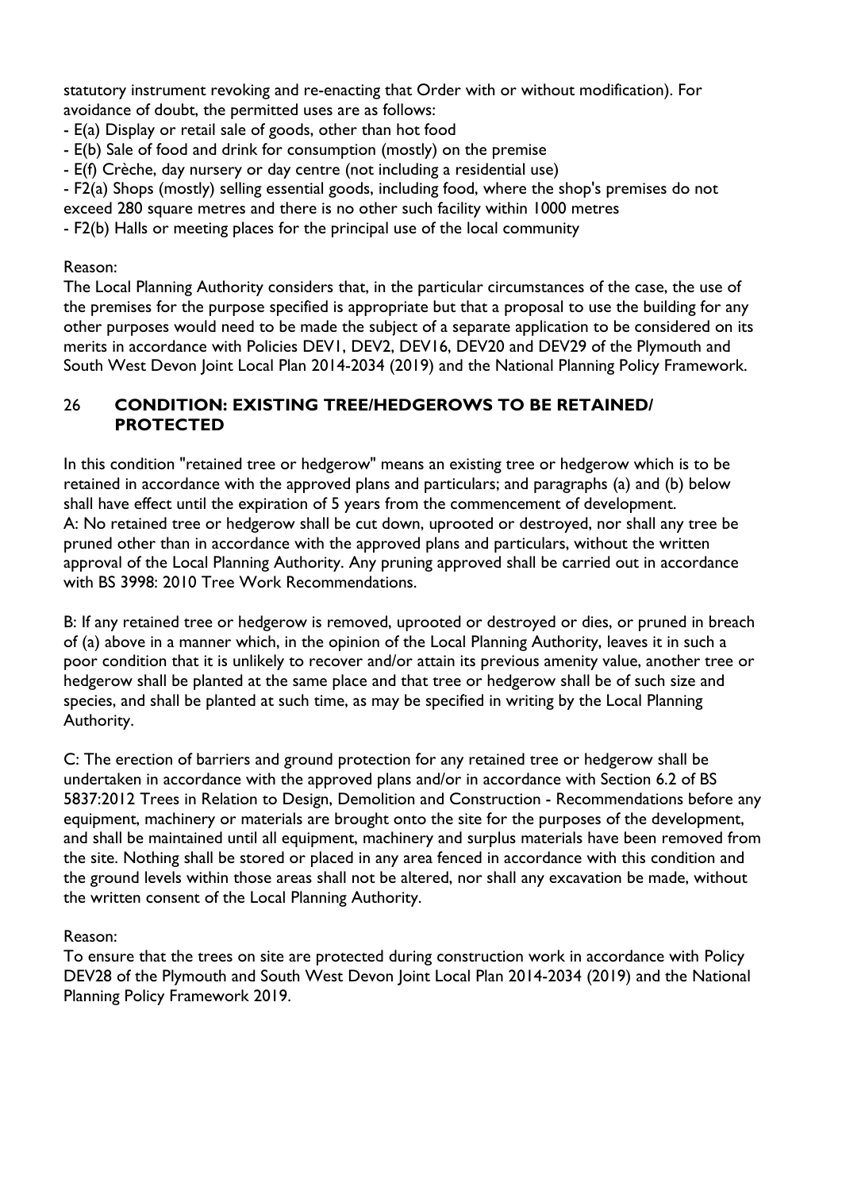statutory instrument revoking and re-enacting that Order with or without modification). For avoidance of doubt, the permitted uses are as follows:

- E(a) Display or retail sale of goods, other than hot food
- E(b) Sale of food and drink for consumption (mostly) on the premise
- E(f) Crèche, day nursery or day centre (not including a residential use)
- F2(a) Shops (mostly) selling essential goods, including food, where the shop's premises do not exceed 280 square metres and there is no other such facility within 1000 metres
- F2(b) Halls or meeting places for the principal use of the local community

Reason:
The Local Planning Authority considers that, in the particular circumstances of the case, the use of the premises for the purpose specified is appropriate but that a proposal to use the building for any other purposes would need to be made the subject of a separate application to be considered on its merits in accordance with Policies DEV1, DEV2, DEV16, DEV20 and DEV29 of the Plymouth and South West Devon Joint Local Plan 2014-2034 (2019) and the National Planning Policy Framework.

## 26 CONDITION: EXISTING TREE/HEDGEROWS TO BE RETAINED/ PROTECTED

In this condition "retained tree or hedgerow" means an existing tree or hedgerow which is to be retained in accordance with the approved plans and particulars; and paragraphs (a) and (b) below shall have effect until the expiration of 5 years from the commencement of development.
A: No retained tree or hedgerow shall be cut down, uprooted or destroyed, nor shall any tree be pruned other than in accordance with the approved plans and particulars, without the written approval of the Local Planning Authority. Any pruning approved shall be carried out in accordance with BS 3998: 2010 Tree Work Recommendations.

B: If any retained tree or hedgerow is removed, uprooted or destroyed or dies, or pruned in breach of (a) above in a manner which, in the opinion of the Local Planning Authority, leaves it in such a poor condition that it is unlikely to recover and/or attain its previous amenity value, another tree or hedgerow shall be planted at the same place and that tree or hedgerow shall be of such size and species, and shall be planted at such time, as may be specified in writing by the Local Planning Authority.

C: The erection of barriers and ground protection for any retained tree or hedgerow shall be undertaken in accordance with the approved plans and/or in accordance with Section 6.2 of BS 5837:2012 Trees in Relation to Design, Demolition and Construction - Recommendations before any equipment, machinery or materials are brought onto the site for the purposes of the development, and shall be maintained until all equipment, machinery and surplus materials have been removed from the site. Nothing shall be stored or placed in any area fenced in accordance with this condition and the ground levels within those areas shall not be altered, nor shall any excavation be made, without the written consent of the Local Planning Authority.

Reason:
To ensure that the trees on site are protected during construction work in accordance with Policy DEV28 of the Plymouth and South West Devon Joint Local Plan 2014-2034 (2019) and the National Planning Policy Framework 2019.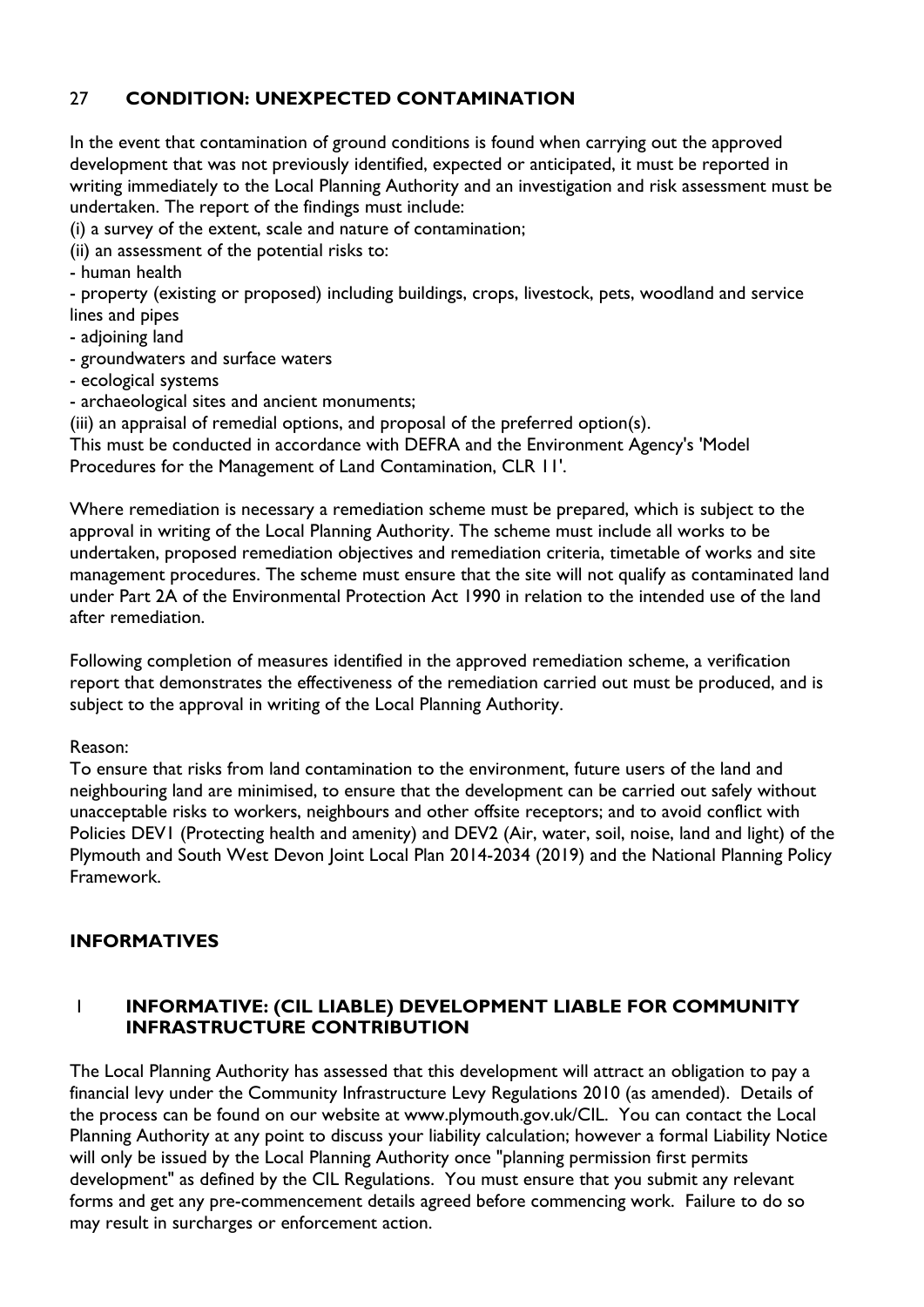## 27 **CONDITION: UNEXPECTED CONTAMINATION**

In the event that contamination of ground conditions is found when carrying out the approved development that was not previously identified, expected or anticipated, it must be reported in writing immediately to the Local Planning Authority and an investigation and risk assessment must be undertaken. The report of the findings must include:

(i) a survey of the extent, scale and nature of contamination;

(ii) an assessment of the potential risks to:

- human health
- property (existing or proposed) including buildings, crops, livestock, pets, woodland and service lines and pipes
- adjoining land
- groundwaters and surface waters
- ecological systems
- archaeological sites and ancient monuments;

(iii) an appraisal of remedial options, and proposal of the preferred option(s).

This must be conducted in accordance with DEFRA and the Environment Agency's 'Model Procedures for the Management of Land Contamination, CLR 11'.

Where remediation is necessary a remediation scheme must be prepared, which is subject to the approval in writing of the Local Planning Authority. The scheme must include all works to be undertaken, proposed remediation objectives and remediation criteria, timetable of works and site management procedures. The scheme must ensure that the site will not qualify as contaminated land under Part 2A of the Environmental Protection Act 1990 in relation to the intended use of the land after remediation.

Following completion of measures identified in the approved remediation scheme, a verification report that demonstrates the effectiveness of the remediation carried out must be produced, and is subject to the approval in writing of the Local Planning Authority.

Reason:

To ensure that risks from land contamination to the environment, future users of the land and neighbouring land are minimised, to ensure that the development can be carried out safely without unacceptable risks to workers, neighbours and other offsite receptors; and to avoid conflict with Policies DEV1 (Protecting health and amenity) and DEV2 (Air, water, soil, noise, land and light) of the Plymouth and South West Devon Joint Local Plan 2014-2034 (2019) and the National Planning Policy Framework.

## **INFORMATIVES**

### 1 **INFORMATIVE: (CIL LIABLE) DEVELOPMENT LIABLE FOR COMMUNITY INFRASTRUCTURE CONTRIBUTION**

The Local Planning Authority has assessed that this development will attract an obligation to pay a financial levy under the Community Infrastructure Levy Regulations 2010 (as amended). Details of the process can be found on our website at www.plymouth.gov.uk/CIL. You can contact the Local Planning Authority at any point to discuss your liability calculation; however a formal Liability Notice will only be issued by the Local Planning Authority once "planning permission first permits development" as defined by the CIL Regulations. You must ensure that you submit any relevant forms and get any pre-commencement details agreed before commencing work. Failure to do so may result in surcharges or enforcement action.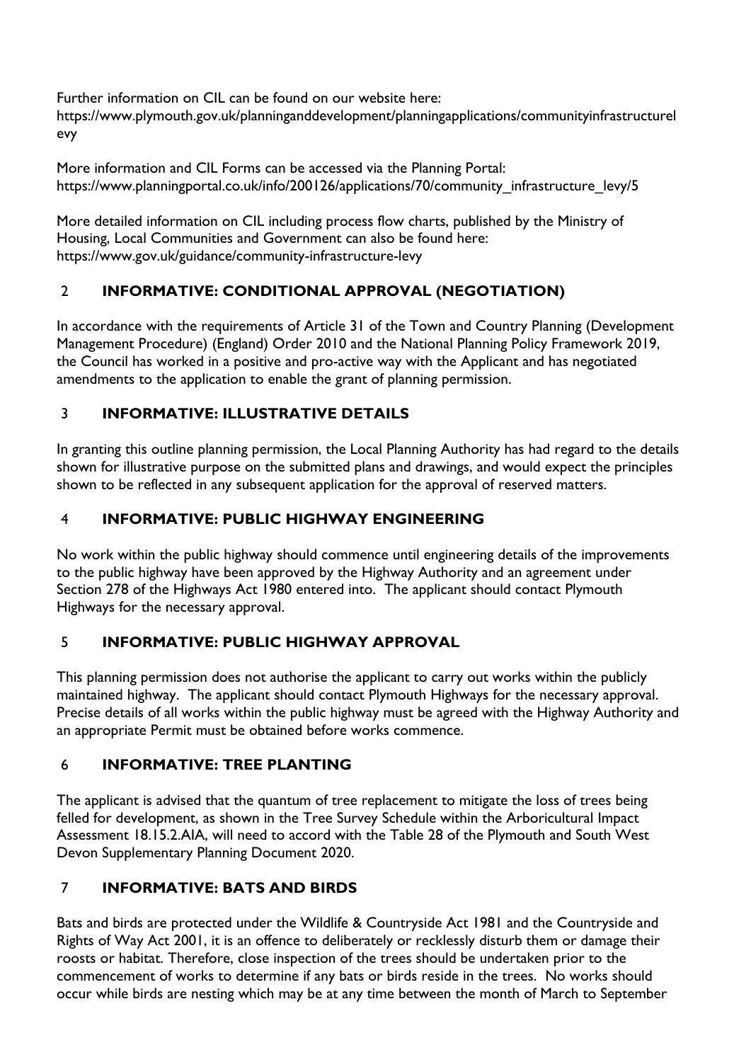Further information on CIL can be found on our website here:
https://www.plymouth.gov.uk/planninganddevelopment/planningapplications/communityinfrastructurelevy

More information and CIL Forms can be accessed via the Planning Portal:
https://www.planningportal.co.uk/info/200126/applications/70/community_infrastructure_levy/5

More detailed information on CIL including process flow charts, published by the Ministry of Housing, Local Communities and Government can also be found here:
https://www.gov.uk/guidance/community-infrastructure-levy

## 2 INFORMATIVE: CONDITIONAL APPROVAL (NEGOTIATION)

In accordance with the requirements of Article 31 of the Town and Country Planning (Development Management Procedure) (England) Order 2010 and the National Planning Policy Framework 2019, the Council has worked in a positive and pro-active way with the Applicant and has negotiated amendments to the application to enable the grant of planning permission.

## 3 INFORMATIVE: ILLUSTRATIVE DETAILS

In granting this outline planning permission, the Local Planning Authority has had regard to the details shown for illustrative purpose on the submitted plans and drawings, and would expect the principles shown to be reflected in any subsequent application for the approval of reserved matters.

## 4 INFORMATIVE: PUBLIC HIGHWAY ENGINEERING

No work within the public highway should commence until engineering details of the improvements to the public highway have been approved by the Highway Authority and an agreement under Section 278 of the Highways Act 1980 entered into. The applicant should contact Plymouth Highways for the necessary approval.

## 5 INFORMATIVE: PUBLIC HIGHWAY APPROVAL

This planning permission does not authorise the applicant to carry out works within the publicly maintained highway. The applicant should contact Plymouth Highways for the necessary approval. Precise details of all works within the public highway must be agreed with the Highway Authority and an appropriate Permit must be obtained before works commence.

## 6 INFORMATIVE: TREE PLANTING

The applicant is advised that the quantum of tree replacement to mitigate the loss of trees being felled for development, as shown in the Tree Survey Schedule within the Arboricultural Impact Assessment 18.15.2.AIA, will need to accord with the Table 28 of the Plymouth and South West Devon Supplementary Planning Document 2020.

## 7 INFORMATIVE: BATS AND BIRDS

Bats and birds are protected under the Wildlife & Countryside Act 1981 and the Countryside and Rights of Way Act 2001, it is an offence to deliberately or recklessly disturb them or damage their roosts or habitat. Therefore, close inspection of the trees should be undertaken prior to the commencement of works to determine if any bats or birds reside in the trees. No works should occur while birds are nesting which may be at any time between the month of March to September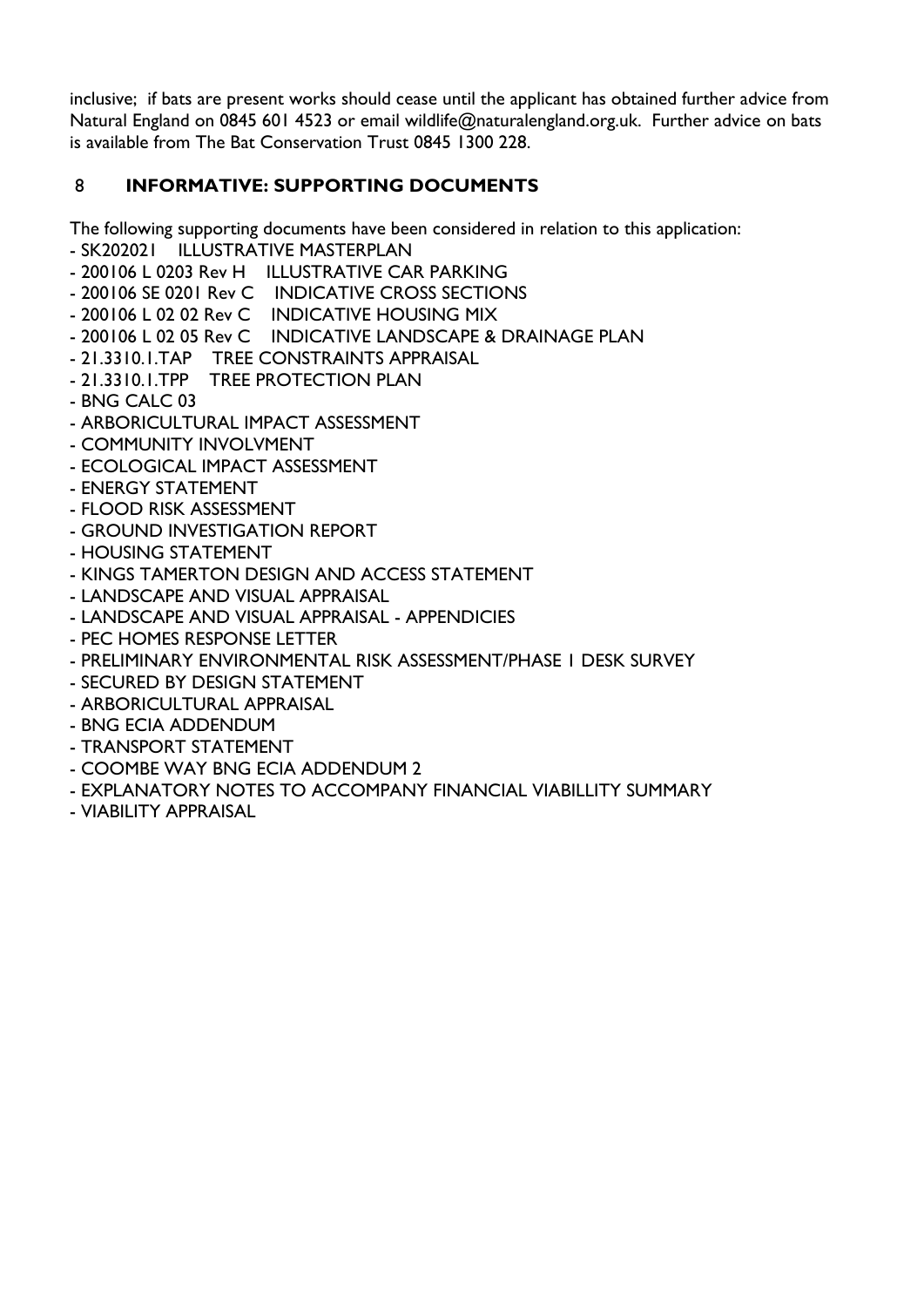inclusive; if bats are present works should cease until the applicant has obtained further advice from Natural England on 0845 601 4523 or email wildlife@naturalengland.org.uk. Further advice on bats is available from The Bat Conservation Trust 0845 1300 228.

## 8 INFORMATIVE: SUPPORTING DOCUMENTS

The following supporting documents have been considered in relation to this application:

- SK202021 ILLUSTRATIVE MASTERPLAN
- 200106 L 0203 Rev H ILLUSTRATIVE CAR PARKING
- 200106 SE 0201 Rev C INDICATIVE CROSS SECTIONS
- 200106 L 02 02 Rev C INDICATIVE HOUSING MIX
- 200106 L 02 05 Rev C INDICATIVE LANDSCAPE & DRAINAGE PLAN
- 21.3310.1.TAP TREE CONSTRAINTS APPRAISAL
- 21.3310.1.TPP TREE PROTECTION PLAN
- BNG CALC 03
- ARBORICULTURAL IMPACT ASSESSMENT
- COMMUNITY INVOLVMENT
- ECOLOGICAL IMPACT ASSESSMENT
- ENERGY STATEMENT
- FLOOD RISK ASSESSMENT
- GROUND INVESTIGATION REPORT
- HOUSING STATEMENT
- KINGS TAMERTON DESIGN AND ACCESS STATEMENT
- LANDSCAPE AND VISUAL APPRAISAL
- LANDSCAPE AND VISUAL APPRAISAL - APPENDICIES
- PEC HOMES RESPONSE LETTER
- PRELIMINARY ENVIRONMENTAL RISK ASSESSMENT/PHASE 1 DESK SURVEY
- SECURED BY DESIGN STATEMENT
- ARBORICULTURAL APPRAISAL
- BNG ECIA ADDENDUM
- TRANSPORT STATEMENT
- COOMBE WAY BNG ECIA ADDENDUM 2
- EXPLANATORY NOTES TO ACCOMPANY FINANCIAL VIABILLITY SUMMARY
- VIABILITY APPRAISAL